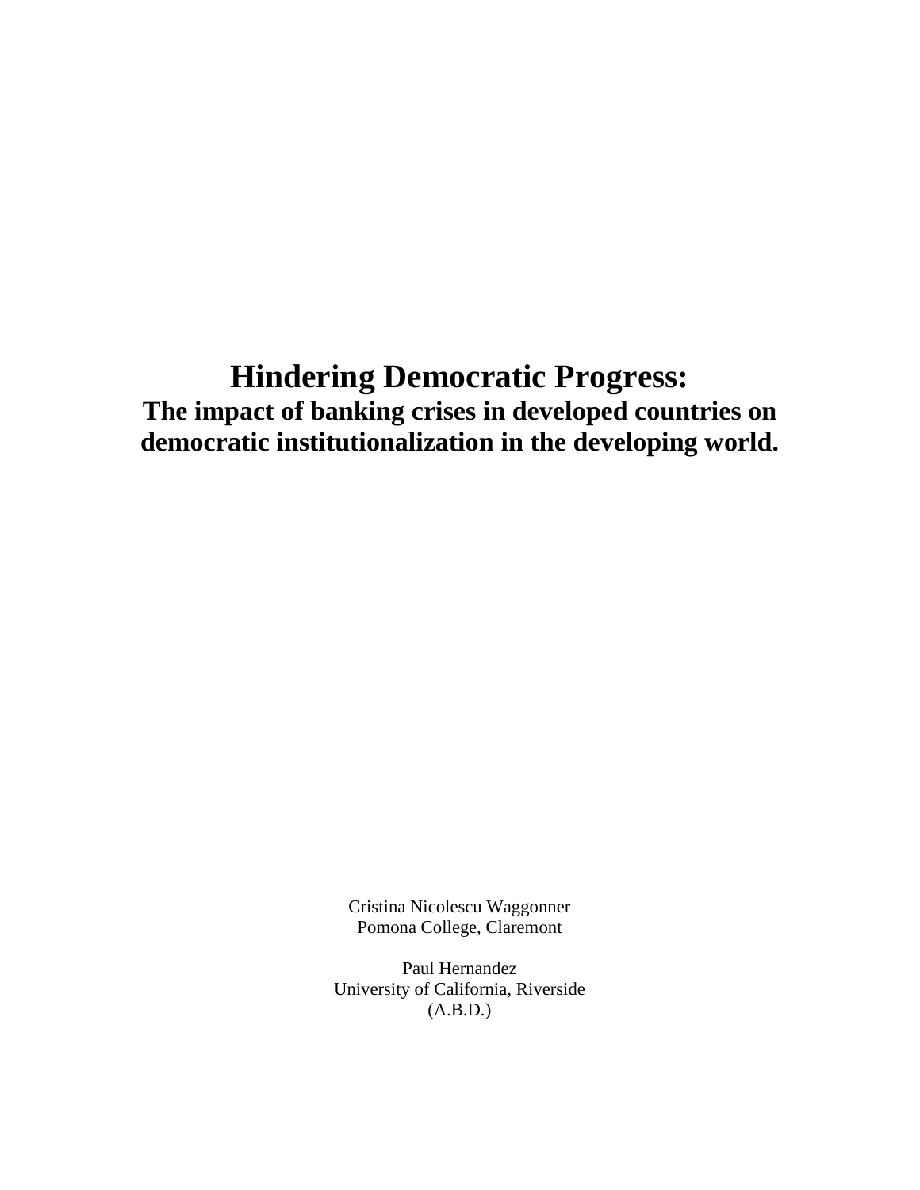# Hindering Democratic Progress:

## The impact of banking crises in developed countries on democratic institutionalization in the developing world.

Cristina Nicolescu Waggonner
Pomona College, Claremont

Paul Hernandez
University of California, Riverside
(A.B.D.)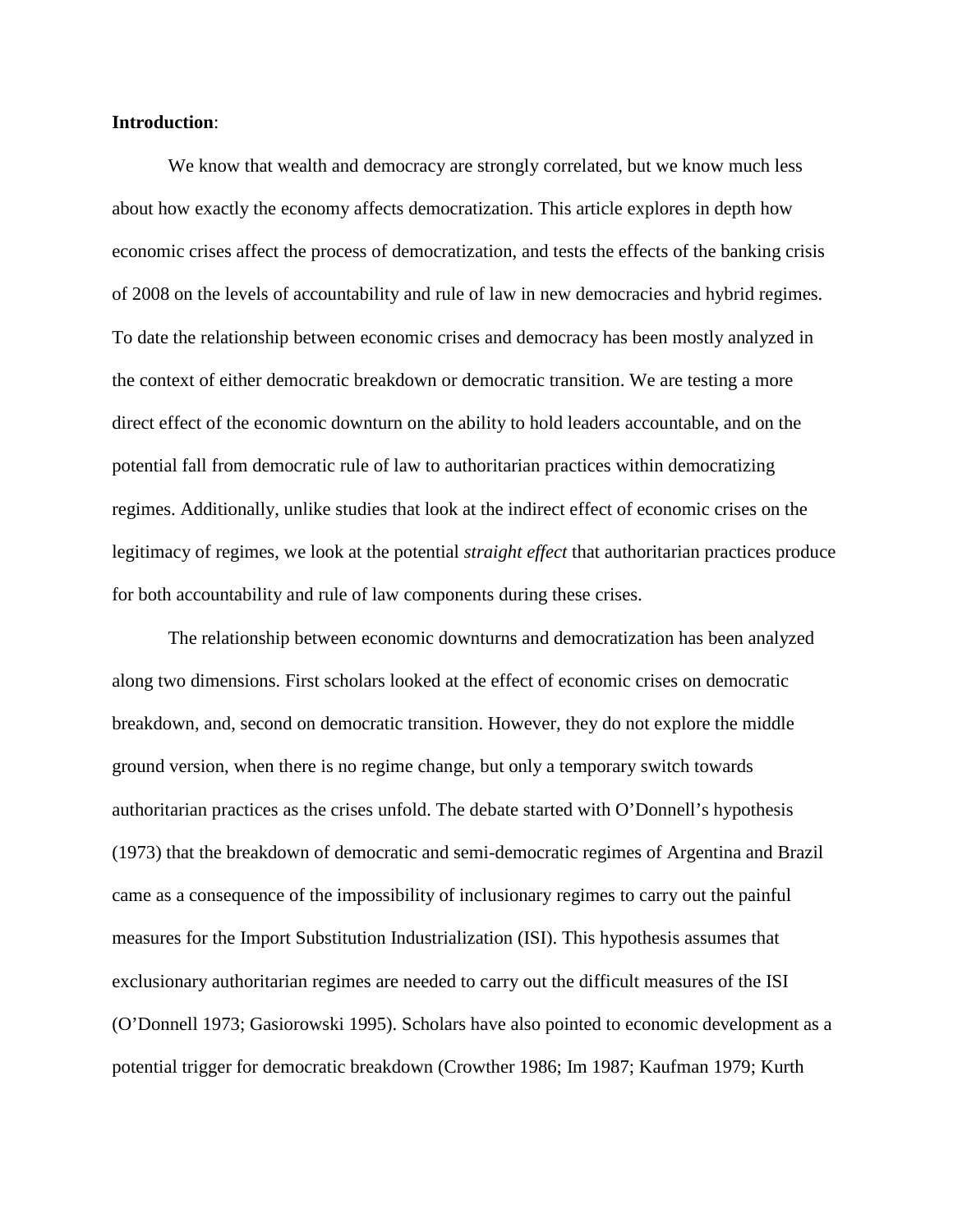**Introduction**:

We know that wealth and democracy are strongly correlated, but we know much less about how exactly the economy affects democratization. This article explores in depth how economic crises affect the process of democratization, and tests the effects of the banking crisis of 2008 on the levels of accountability and rule of law in new democracies and hybrid regimes. To date the relationship between economic crises and democracy has been mostly analyzed in the context of either democratic breakdown or democratic transition. We are testing a more direct effect of the economic downturn on the ability to hold leaders accountable, and on the potential fall from democratic rule of law to authoritarian practices within democratizing regimes. Additionally, unlike studies that look at the indirect effect of economic crises on the legitimacy of regimes, we look at the potential *straight effect* that authoritarian practices produce for both accountability and rule of law components during these crises.

The relationship between economic downturns and democratization has been analyzed along two dimensions. First scholars looked at the effect of economic crises on democratic breakdown, and, second on democratic transition. However, they do not explore the middle ground version, when there is no regime change, but only a temporary switch towards authoritarian practices as the crises unfold. The debate started with O'Donnell's hypothesis (1973) that the breakdown of democratic and semi-democratic regimes of Argentina and Brazil came as a consequence of the impossibility of inclusionary regimes to carry out the painful measures for the Import Substitution Industrialization (ISI). This hypothesis assumes that exclusionary authoritarian regimes are needed to carry out the difficult measures of the ISI (O'Donnell 1973; Gasiorowski 1995). Scholars have also pointed to economic development as a potential trigger for democratic breakdown (Crowther 1986; Im 1987; Kaufman 1979; Kurth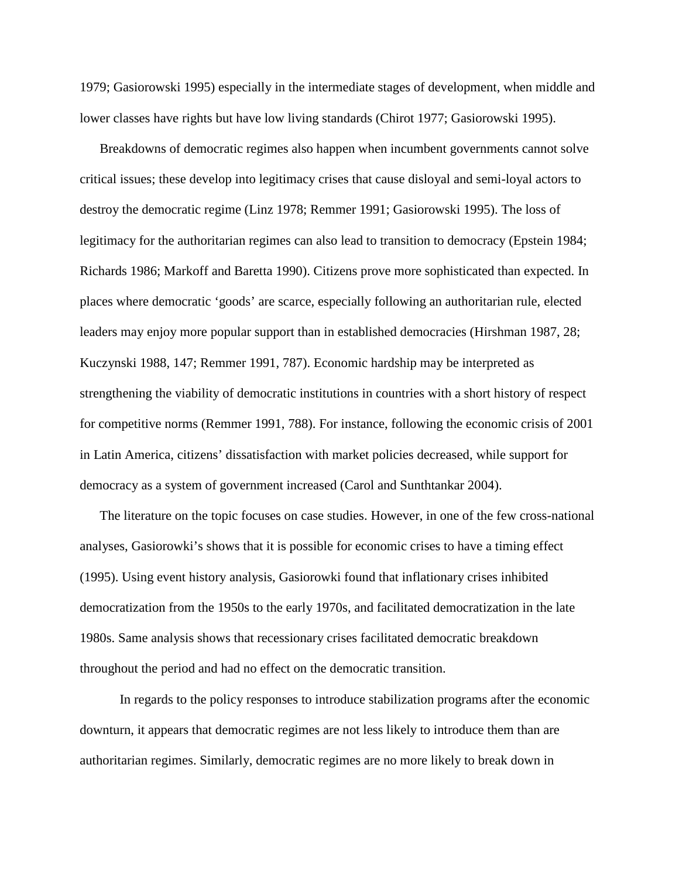1979; Gasiorowski 1995) especially in the intermediate stages of development, when middle and lower classes have rights but have low living standards (Chirot 1977; Gasiorowski 1995).

Breakdowns of democratic regimes also happen when incumbent governments cannot solve critical issues; these develop into legitimacy crises that cause disloyal and semi-loyal actors to destroy the democratic regime (Linz 1978; Remmer 1991; Gasiorowski 1995). The loss of legitimacy for the authoritarian regimes can also lead to transition to democracy (Epstein 1984; Richards 1986; Markoff and Baretta 1990). Citizens prove more sophisticated than expected. In places where democratic 'goods' are scarce, especially following an authoritarian rule, elected leaders may enjoy more popular support than in established democracies (Hirshman 1987, 28; Kuczynski 1988, 147; Remmer 1991, 787). Economic hardship may be interpreted as strengthening the viability of democratic institutions in countries with a short history of respect for competitive norms (Remmer 1991, 788). For instance, following the economic crisis of 2001 in Latin America, citizens' dissatisfaction with market policies decreased, while support for democracy as a system of government increased (Carol and Sunthtankar 2004).

The literature on the topic focuses on case studies. However, in one of the few cross-national analyses, Gasiorowki's shows that it is possible for economic crises to have a timing effect (1995). Using event history analysis, Gasiorowki found that inflationary crises inhibited democratization from the 1950s to the early 1970s, and facilitated democratization in the late 1980s. Same analysis shows that recessionary crises facilitated democratic breakdown throughout the period and had no effect on the democratic transition.

In regards to the policy responses to introduce stabilization programs after the economic downturn, it appears that democratic regimes are not less likely to introduce them than are authoritarian regimes. Similarly, democratic regimes are no more likely to break down in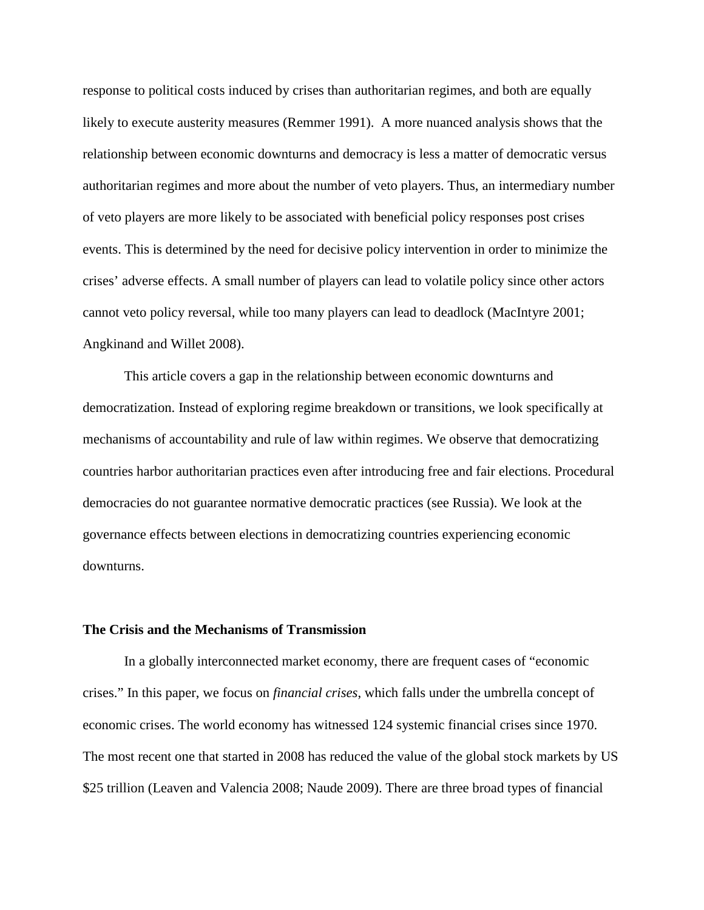response to political costs induced by crises than authoritarian regimes, and both are equally likely to execute austerity measures (Remmer 1991). A more nuanced analysis shows that the relationship between economic downturns and democracy is less a matter of democratic versus authoritarian regimes and more about the number of veto players. Thus, an intermediary number of veto players are more likely to be associated with beneficial policy responses post crises events. This is determined by the need for decisive policy intervention in order to minimize the crises' adverse effects. A small number of players can lead to volatile policy since other actors cannot veto policy reversal, while too many players can lead to deadlock (MacIntyre 2001; Angkinand and Willet 2008).

This article covers a gap in the relationship between economic downturns and democratization. Instead of exploring regime breakdown or transitions, we look specifically at mechanisms of accountability and rule of law within regimes. We observe that democratizing countries harbor authoritarian practices even after introducing free and fair elections. Procedural democracies do not guarantee normative democratic practices (see Russia). We look at the governance effects between elections in democratizing countries experiencing economic downturns.

**The Crisis and the Mechanisms of Transmission**

In a globally interconnected market economy, there are frequent cases of "economic crises." In this paper, we focus on *financial crises*, which falls under the umbrella concept of economic crises. The world economy has witnessed 124 systemic financial crises since 1970. The most recent one that started in 2008 has reduced the value of the global stock markets by US $25 trillion (Leaven and Valencia 2008; Naude 2009). There are three broad types of financial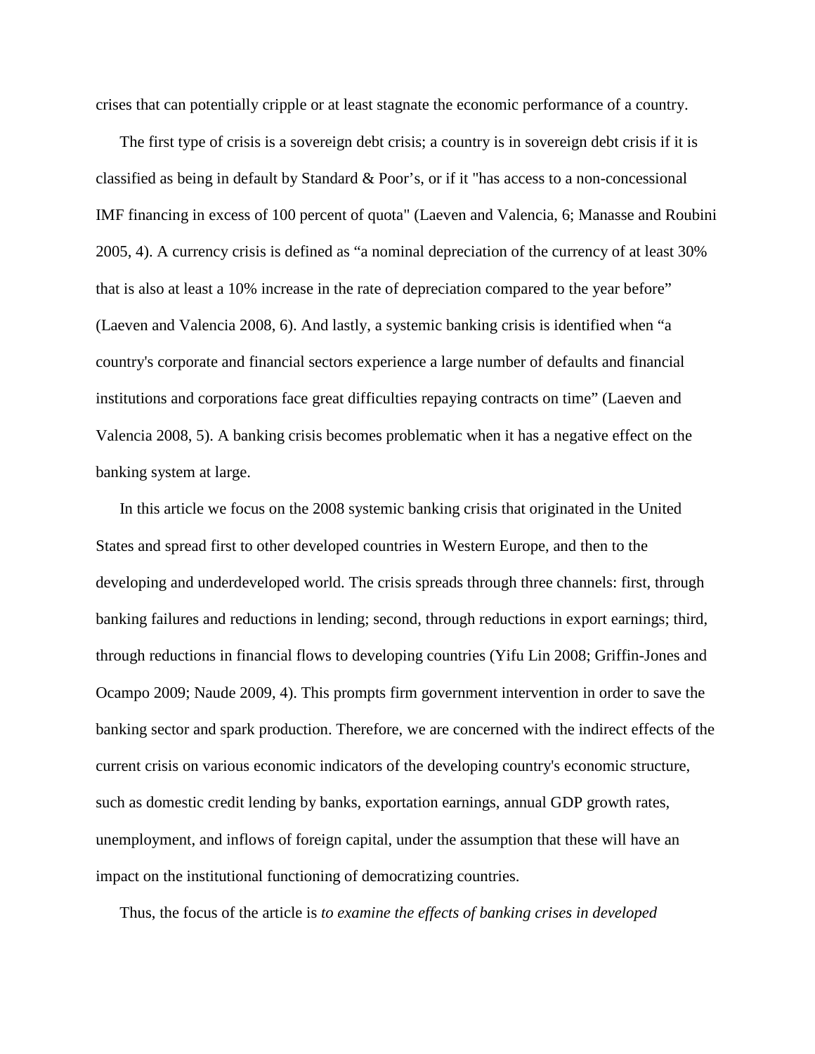crises that can potentially cripple or at least stagnate the economic performance of a country.

The first type of crisis is a sovereign debt crisis; a country is in sovereign debt crisis if it is classified as being in default by Standard & Poor's, or if it "has access to a non-concessional IMF financing in excess of 100 percent of quota" (Laeven and Valencia, 6; Manasse and Roubini 2005, 4). A currency crisis is defined as "a nominal depreciation of the currency of at least 30% that is also at least a 10% increase in the rate of depreciation compared to the year before" (Laeven and Valencia 2008, 6). And lastly, a systemic banking crisis is identified when "a country's corporate and financial sectors experience a large number of defaults and financial institutions and corporations face great difficulties repaying contracts on time" (Laeven and Valencia 2008, 5). A banking crisis becomes problematic when it has a negative effect on the banking system at large.

In this article we focus on the 2008 systemic banking crisis that originated in the United States and spread first to other developed countries in Western Europe, and then to the developing and underdeveloped world. The crisis spreads through three channels: first, through banking failures and reductions in lending; second, through reductions in export earnings; third, through reductions in financial flows to developing countries (Yifu Lin 2008; Griffin-Jones and Ocampo 2009; Naude 2009, 4). This prompts firm government intervention in order to save the banking sector and spark production. Therefore, we are concerned with the indirect effects of the current crisis on various economic indicators of the developing country's economic structure, such as domestic credit lending by banks, exportation earnings, annual GDP growth rates, unemployment, and inflows of foreign capital, under the assumption that these will have an impact on the institutional functioning of democratizing countries.

Thus, the focus of the article is *to examine the effects of banking crises in developed*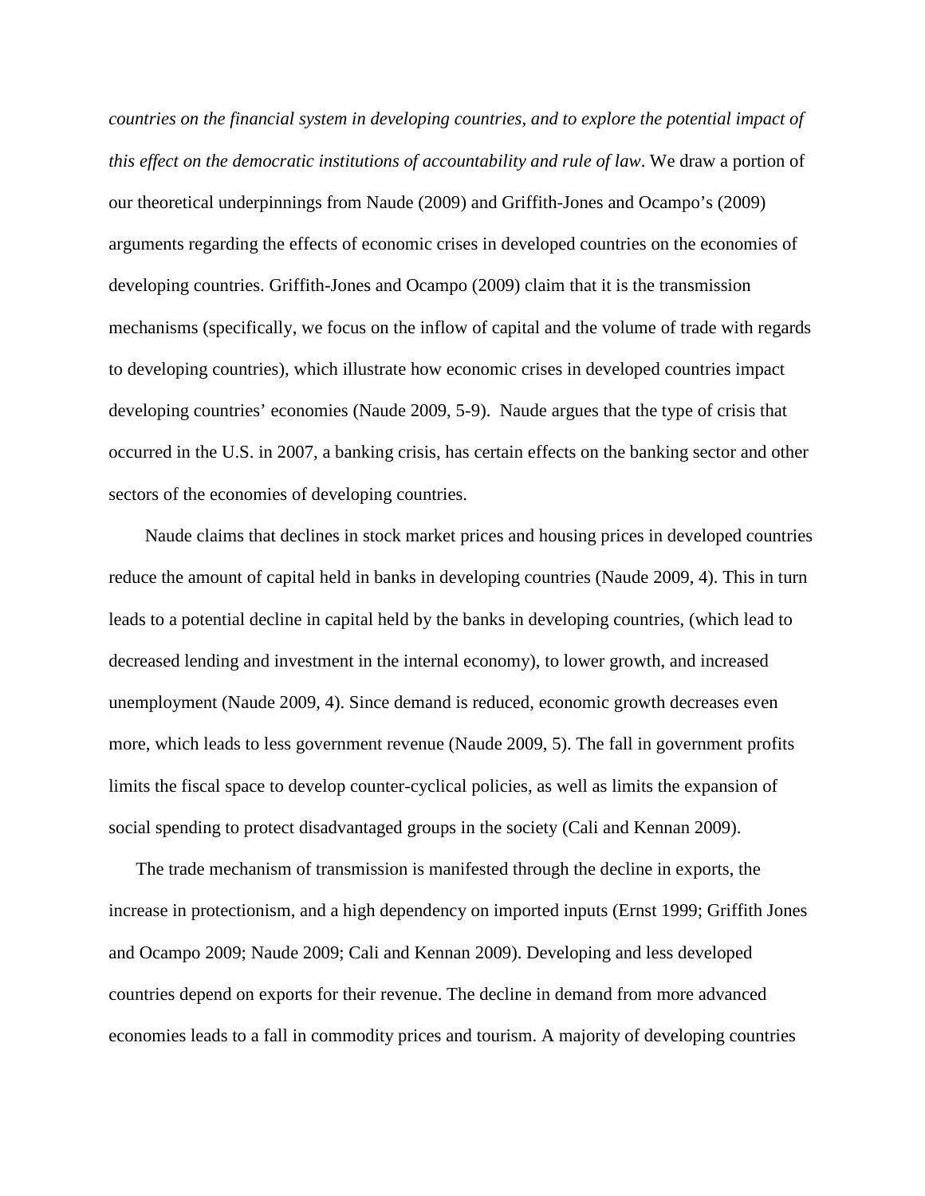*countries on the financial system in developing countries, and to explore the potential impact of this effect on the democratic institutions of accountability and rule of law*. We draw a portion of our theoretical underpinnings from Naude (2009) and Griffith-Jones and Ocampo's (2009) arguments regarding the effects of economic crises in developed countries on the economies of developing countries. Griffith-Jones and Ocampo (2009) claim that it is the transmission mechanisms (specifically, we focus on the inflow of capital and the volume of trade with regards to developing countries), which illustrate how economic crises in developed countries impact developing countries' economies (Naude 2009, 5-9). Naude argues that the type of crisis that occurred in the U.S. in 2007, a banking crisis, has certain effects on the banking sector and other sectors of the economies of developing countries.

Naude claims that declines in stock market prices and housing prices in developed countries reduce the amount of capital held in banks in developing countries (Naude 2009, 4). This in turn leads to a potential decline in capital held by the banks in developing countries, (which lead to decreased lending and investment in the internal economy), to lower growth, and increased unemployment (Naude 2009, 4). Since demand is reduced, economic growth decreases even more, which leads to less government revenue (Naude 2009, 5). The fall in government profits limits the fiscal space to develop counter-cyclical policies, as well as limits the expansion of social spending to protect disadvantaged groups in the society (Cali and Kennan 2009).

The trade mechanism of transmission is manifested through the decline in exports, the increase in protectionism, and a high dependency on imported inputs (Ernst 1999; Griffith Jones and Ocampo 2009; Naude 2009; Cali and Kennan 2009). Developing and less developed countries depend on exports for their revenue. The decline in demand from more advanced economies leads to a fall in commodity prices and tourism. A majority of developing countries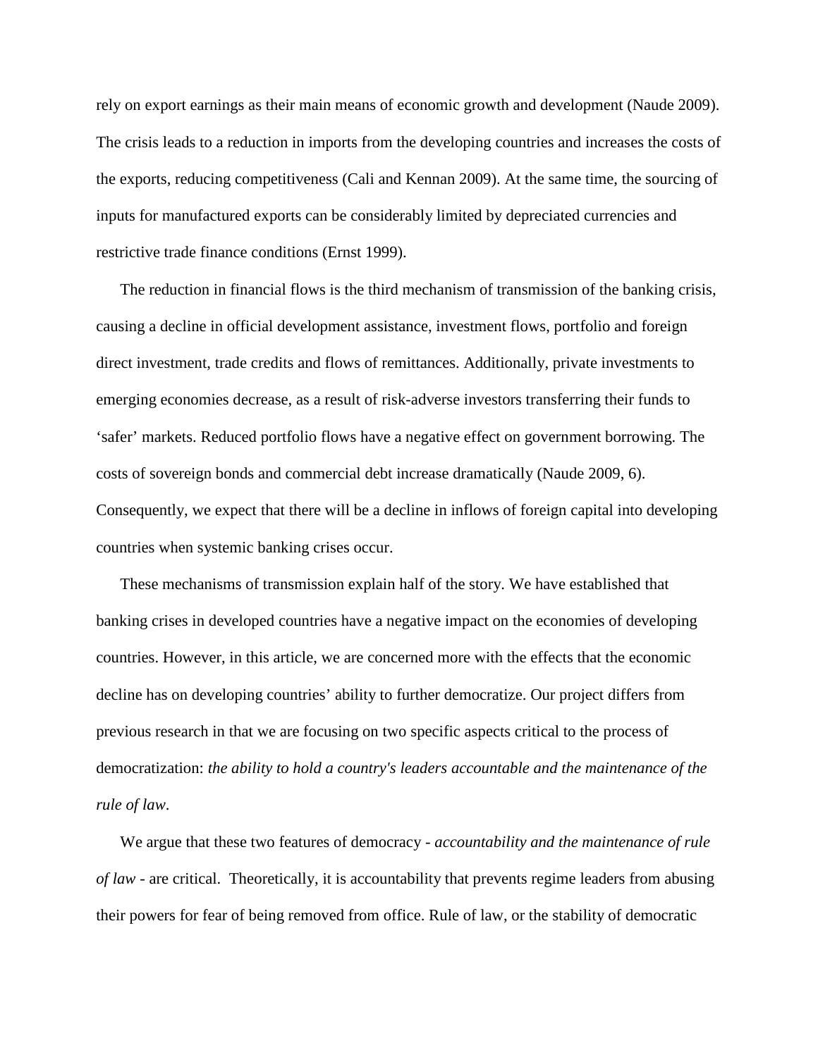rely on export earnings as their main means of economic growth and development (Naude 2009). The crisis leads to a reduction in imports from the developing countries and increases the costs of the exports, reducing competitiveness (Cali and Kennan 2009). At the same time, the sourcing of inputs for manufactured exports can be considerably limited by depreciated currencies and restrictive trade finance conditions (Ernst 1999).

The reduction in financial flows is the third mechanism of transmission of the banking crisis, causing a decline in official development assistance, investment flows, portfolio and foreign direct investment, trade credits and flows of remittances. Additionally, private investments to emerging economies decrease, as a result of risk-adverse investors transferring their funds to 'safer' markets. Reduced portfolio flows have a negative effect on government borrowing. The costs of sovereign bonds and commercial debt increase dramatically (Naude 2009, 6). Consequently, we expect that there will be a decline in inflows of foreign capital into developing countries when systemic banking crises occur.

These mechanisms of transmission explain half of the story. We have established that banking crises in developed countries have a negative impact on the economies of developing countries. However, in this article, we are concerned more with the effects that the economic decline has on developing countries' ability to further democratize. Our project differs from previous research in that we are focusing on two specific aspects critical to the process of democratization: *the ability to hold a country's leaders accountable and the maintenance of the rule of law*.

We argue that these two features of democracy - *accountability and the maintenance of rule of law* - are critical. Theoretically, it is accountability that prevents regime leaders from abusing their powers for fear of being removed from office. Rule of law, or the stability of democratic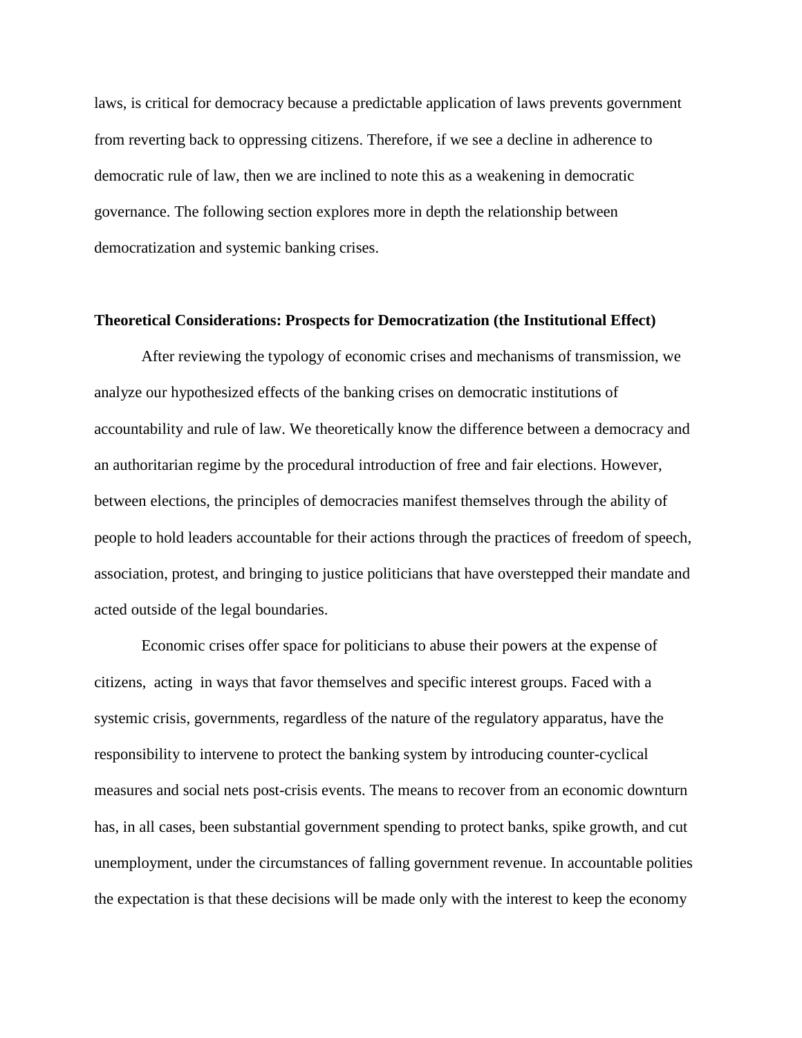laws, is critical for democracy because a predictable application of laws prevents government from reverting back to oppressing citizens. Therefore, if we see a decline in adherence to democratic rule of law, then we are inclined to note this as a weakening in democratic governance. The following section explores more in depth the relationship between democratization and systemic banking crises.

**Theoretical Considerations: Prospects for Democratization (the Institutional Effect)**

After reviewing the typology of economic crises and mechanisms of transmission, we analyze our hypothesized effects of the banking crises on democratic institutions of accountability and rule of law. We theoretically know the difference between a democracy and an authoritarian regime by the procedural introduction of free and fair elections. However, between elections, the principles of democracies manifest themselves through the ability of people to hold leaders accountable for their actions through the practices of freedom of speech, association, protest, and bringing to justice politicians that have overstepped their mandate and acted outside of the legal boundaries.

Economic crises offer space for politicians to abuse their powers at the expense of citizens, acting in ways that favor themselves and specific interest groups. Faced with a systemic crisis, governments, regardless of the nature of the regulatory apparatus, have the responsibility to intervene to protect the banking system by introducing counter-cyclical measures and social nets post-crisis events. The means to recover from an economic downturn has, in all cases, been substantial government spending to protect banks, spike growth, and cut unemployment, under the circumstances of falling government revenue. In accountable polities the expectation is that these decisions will be made only with the interest to keep the economy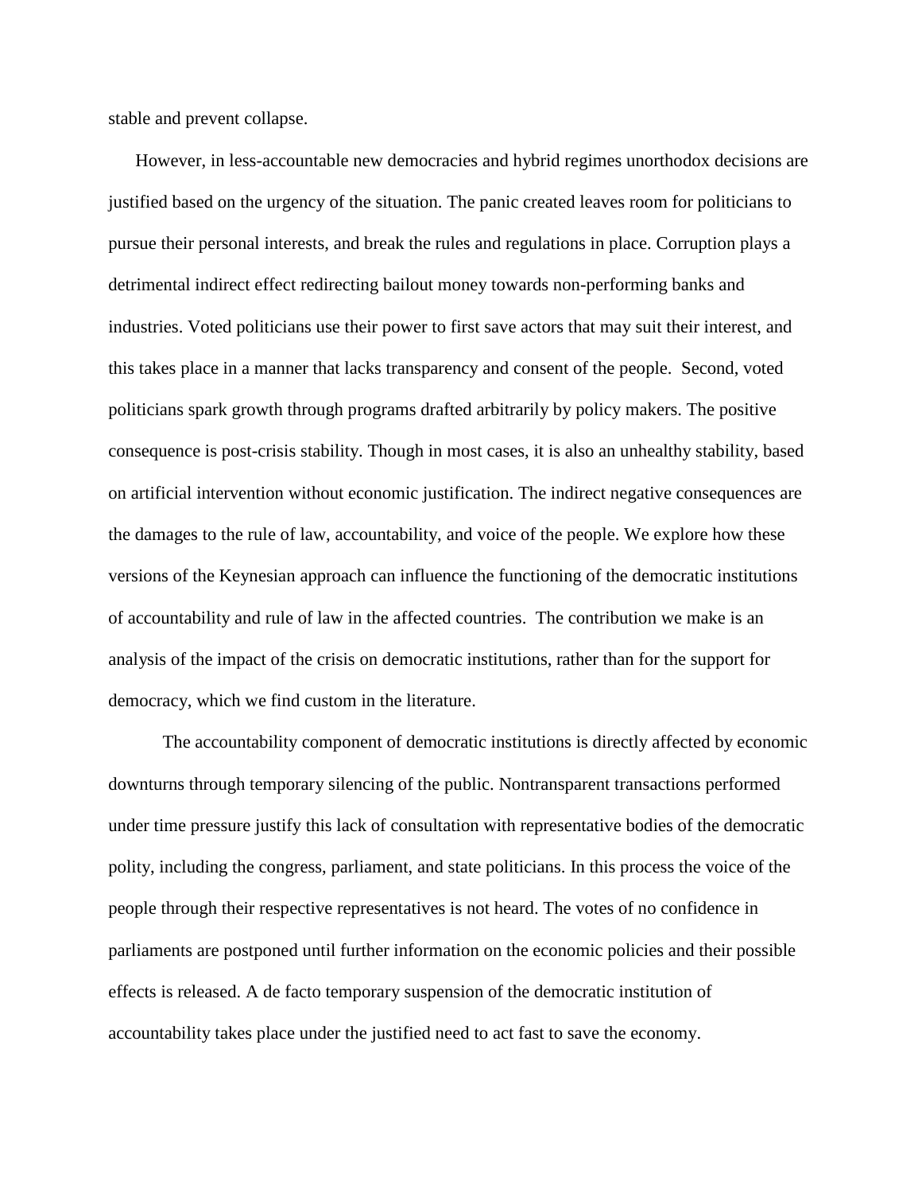stable and prevent collapse.

However, in less-accountable new democracies and hybrid regimes unorthodox decisions are justified based on the urgency of the situation. The panic created leaves room for politicians to pursue their personal interests, and break the rules and regulations in place. Corruption plays a detrimental indirect effect redirecting bailout money towards non-performing banks and industries. Voted politicians use their power to first save actors that may suit their interest, and this takes place in a manner that lacks transparency and consent of the people. Second, voted politicians spark growth through programs drafted arbitrarily by policy makers. The positive consequence is post-crisis stability. Though in most cases, it is also an unhealthy stability, based on artificial intervention without economic justification. The indirect negative consequences are the damages to the rule of law, accountability, and voice of the people. We explore how these versions of the Keynesian approach can influence the functioning of the democratic institutions of accountability and rule of law in the affected countries. The contribution we make is an analysis of the impact of the crisis on democratic institutions, rather than for the support for democracy, which we find custom in the literature.

The accountability component of democratic institutions is directly affected by economic downturns through temporary silencing of the public. Nontransparent transactions performed under time pressure justify this lack of consultation with representative bodies of the democratic polity, including the congress, parliament, and state politicians. In this process the voice of the people through their respective representatives is not heard. The votes of no confidence in parliaments are postponed until further information on the economic policies and their possible effects is released. A de facto temporary suspension of the democratic institution of accountability takes place under the justified need to act fast to save the economy.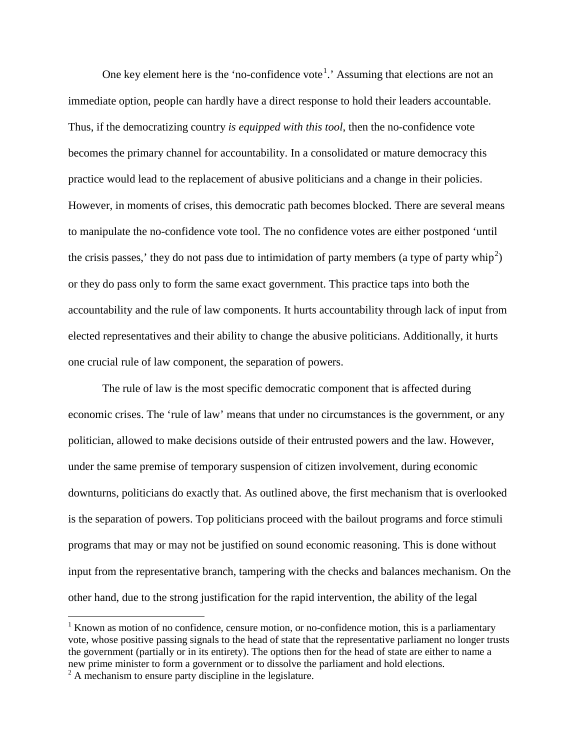One key element here is the 'no-confidence vote[1].' Assuming that elections are not an immediate option, people can hardly have a direct response to hold their leaders accountable. Thus, if the democratizing country *is equipped with this tool*, then the no-confidence vote becomes the primary channel for accountability. In a consolidated or mature democracy this practice would lead to the replacement of abusive politicians and a change in their policies. However, in moments of crises, this democratic path becomes blocked. There are several means to manipulate the no-confidence vote tool. The no confidence votes are either postponed 'until the crisis passes,' they do not pass due to intimidation of party members (a type of party whip[2]) or they do pass only to form the same exact government. This practice taps into both the accountability and the rule of law components. It hurts accountability through lack of input from elected representatives and their ability to change the abusive politicians. Additionally, it hurts one crucial rule of law component, the separation of powers.

The rule of law is the most specific democratic component that is affected during economic crises. The 'rule of law' means that under no circumstances is the government, or any politician, allowed to make decisions outside of their entrusted powers and the law. However, under the same premise of temporary suspension of citizen involvement, during economic downturns, politicians do exactly that. As outlined above, the first mechanism that is overlooked is the separation of powers. Top politicians proceed with the bailout programs and force stimuli programs that may or may not be justified on sound economic reasoning. This is done without input from the representative branch, tampering with the checks and balances mechanism. On the other hand, due to the strong justification for the rapid intervention, the ability of the legal

---

[1] Known as motion of no confidence, censure motion, or no-confidence motion, this is a parliamentary vote, whose positive passing signals to the head of state that the representative parliament no longer trusts the government (partially or in its entirety). The options then for the head of state are either to name a new prime minister to form a government or to dissolve the parliament and hold elections.

[2] A mechanism to ensure party discipline in the legislature.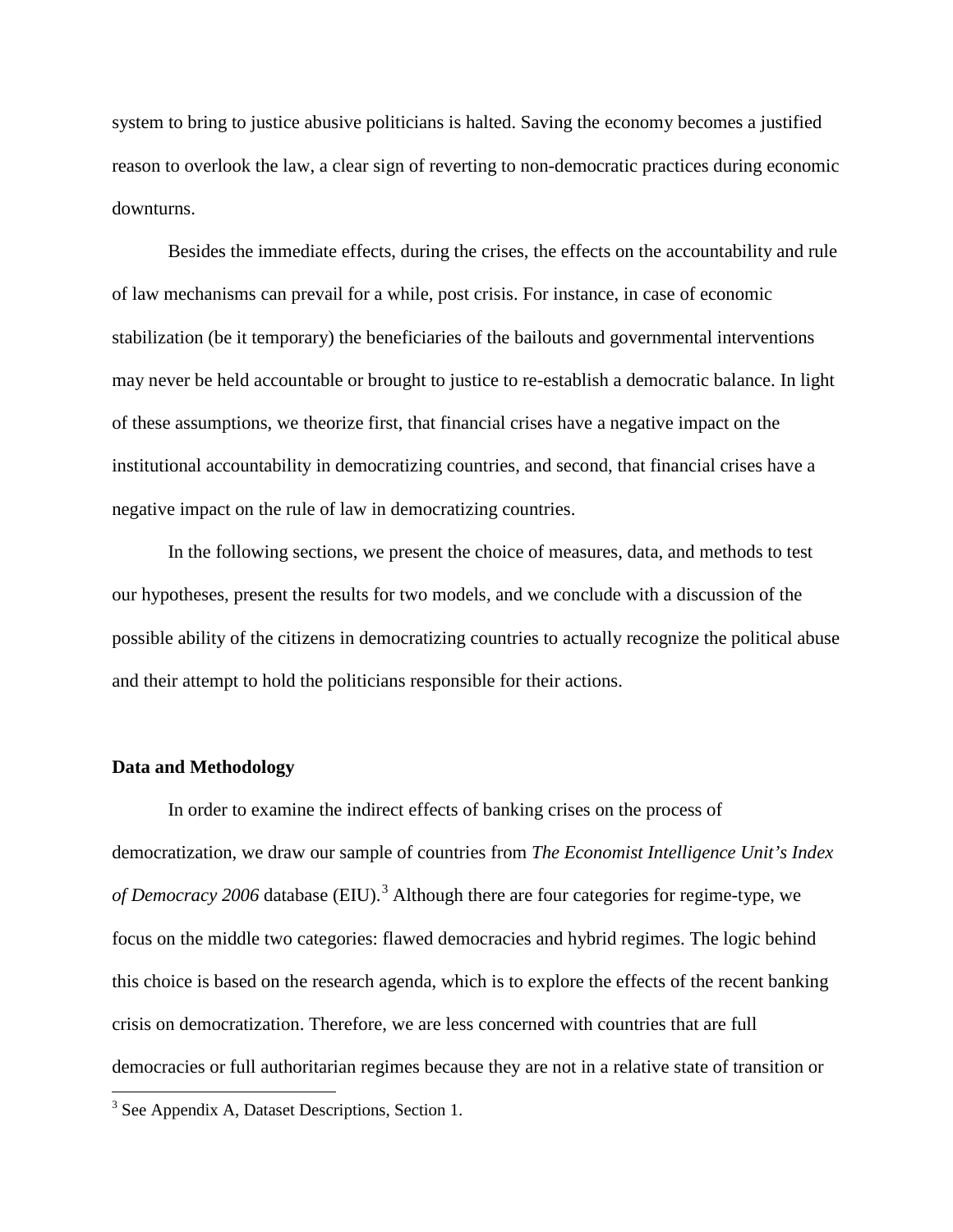system to bring to justice abusive politicians is halted. Saving the economy becomes a justified reason to overlook the law, a clear sign of reverting to non-democratic practices during economic downturns.

Besides the immediate effects, during the crises, the effects on the accountability and rule of law mechanisms can prevail for a while, post crisis. For instance, in case of economic stabilization (be it temporary) the beneficiaries of the bailouts and governmental interventions may never be held accountable or brought to justice to re-establish a democratic balance. In light of these assumptions, we theorize first, that financial crises have a negative impact on the institutional accountability in democratizing countries, and second, that financial crises have a negative impact on the rule of law in democratizing countries.

In the following sections, we present the choice of measures, data, and methods to test our hypotheses, present the results for two models, and we conclude with a discussion of the possible ability of the citizens in democratizing countries to actually recognize the political abuse and their attempt to hold the politicians responsible for their actions.

## Data and Methodology

In order to examine the indirect effects of banking crises on the process of democratization, we draw our sample of countries from *The Economist Intelligence Unit's Index of Democracy 2006* database (EIU).[3] Although there are four categories for regime-type, we focus on the middle two categories: flawed democracies and hybrid regimes. The logic behind this choice is based on the research agenda, which is to explore the effects of the recent banking crisis on democratization. Therefore, we are less concerned with countries that are full democracies or full authoritarian regimes because they are not in a relative state of transition or

[3] See Appendix A, Dataset Descriptions, Section 1.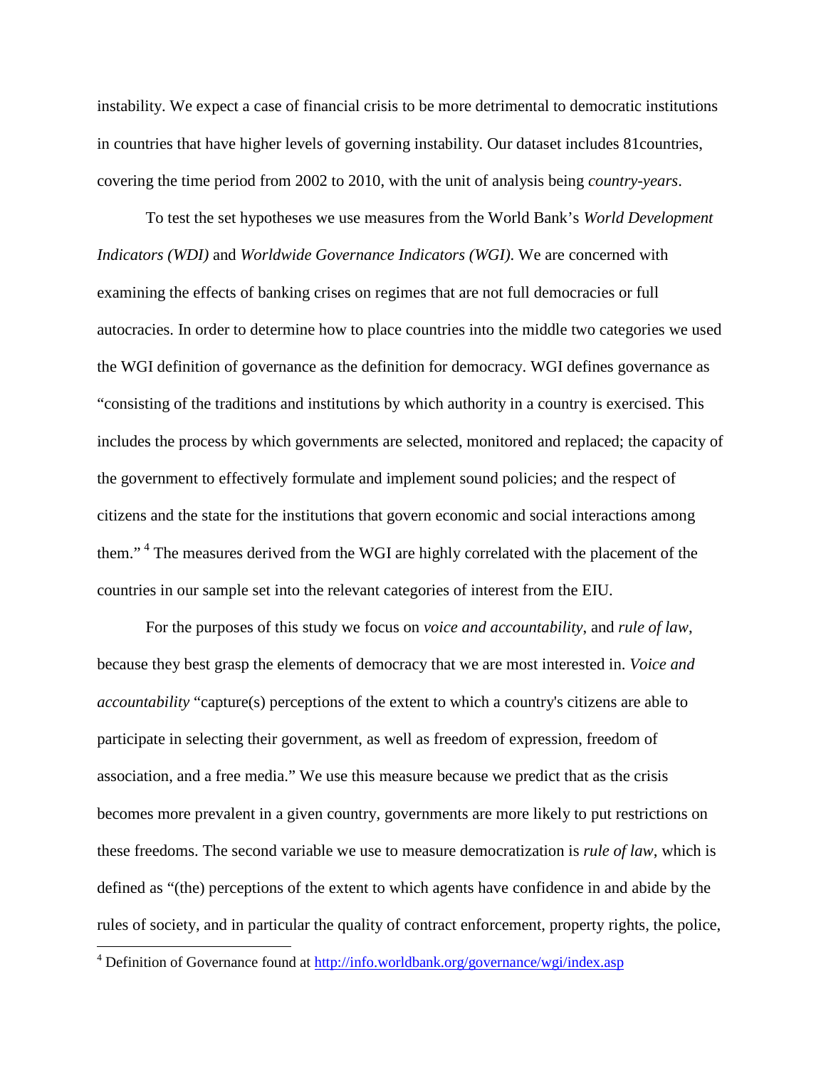instability. We expect a case of financial crisis to be more detrimental to democratic institutions in countries that have higher levels of governing instability. Our dataset includes 81countries, covering the time period from 2002 to 2010, with the unit of analysis being *country-years*.

To test the set hypotheses we use measures from the World Bank's *World Development Indicators (WDI)* and *Worldwide Governance Indicators (WGI).* We are concerned with examining the effects of banking crises on regimes that are not full democracies or full autocracies. In order to determine how to place countries into the middle two categories we used the WGI definition of governance as the definition for democracy. WGI defines governance as "consisting of the traditions and institutions by which authority in a country is exercised. This includes the process by which governments are selected, monitored and replaced; the capacity of the government to effectively formulate and implement sound policies; and the respect of citizens and the state for the institutions that govern economic and social interactions among them." [4] The measures derived from the WGI are highly correlated with the placement of the countries in our sample set into the relevant categories of interest from the EIU.

For the purposes of this study we focus on *voice and accountability*, and *rule of law*, because they best grasp the elements of democracy that we are most interested in. *Voice and accountability* "capture(s) perceptions of the extent to which a country's citizens are able to participate in selecting their government, as well as freedom of expression, freedom of association, and a free media." We use this measure because we predict that as the crisis becomes more prevalent in a given country, governments are more likely to put restrictions on these freedoms. The second variable we use to measure democratization is *rule of law*, which is defined as "(the) perceptions of the extent to which agents have confidence in and abide by the rules of society, and in particular the quality of contract enforcement, property rights, the police,

[4] Definition of Governance found at http://info.worldbank.org/governance/wgi/index.asp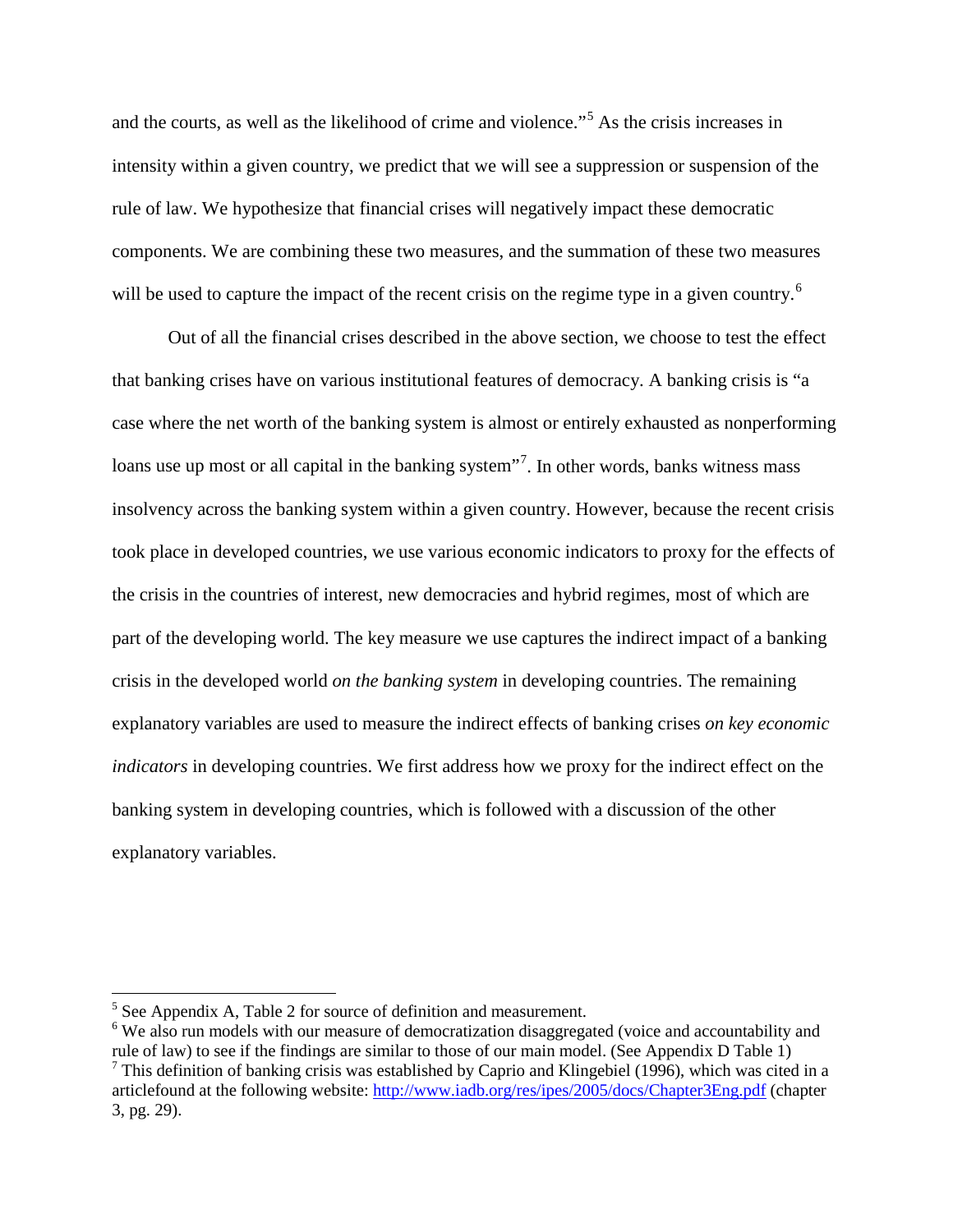and the courts, as well as the likelihood of crime and violence."[5] As the crisis increases in intensity within a given country, we predict that we will see a suppression or suspension of the rule of law. We hypothesize that financial crises will negatively impact these democratic components. We are combining these two measures, and the summation of these two measures will be used to capture the impact of the recent crisis on the regime type in a given country.[6]

Out of all the financial crises described in the above section, we choose to test the effect that banking crises have on various institutional features of democracy. A banking crisis is "a case where the net worth of the banking system is almost or entirely exhausted as nonperforming loans use up most or all capital in the banking system"[7]. In other words, banks witness mass insolvency across the banking system within a given country. However, because the recent crisis took place in developed countries, we use various economic indicators to proxy for the effects of the crisis in the countries of interest, new democracies and hybrid regimes, most of which are part of the developing world. The key measure we use captures the indirect impact of a banking crisis in the developed world *on the banking system* in developing countries. The remaining explanatory variables are used to measure the indirect effects of banking crises *on key economic indicators* in developing countries. We first address how we proxy for the indirect effect on the banking system in developing countries, which is followed with a discussion of the other explanatory variables.

---

[5] See Appendix A, Table 2 for source of definition and measurement.

[6] We also run models with our measure of democratization disaggregated (voice and accountability and rule of law) to see if the findings are similar to those of our main model. (See Appendix D Table 1)

[7] This definition of banking crisis was established by Caprio and Klingebiel (1996), which was cited in a articlefound at the following website: http://www.iadb.org/res/ipes/2005/docs/Chapter3Eng.pdf (chapter 3, pg. 29).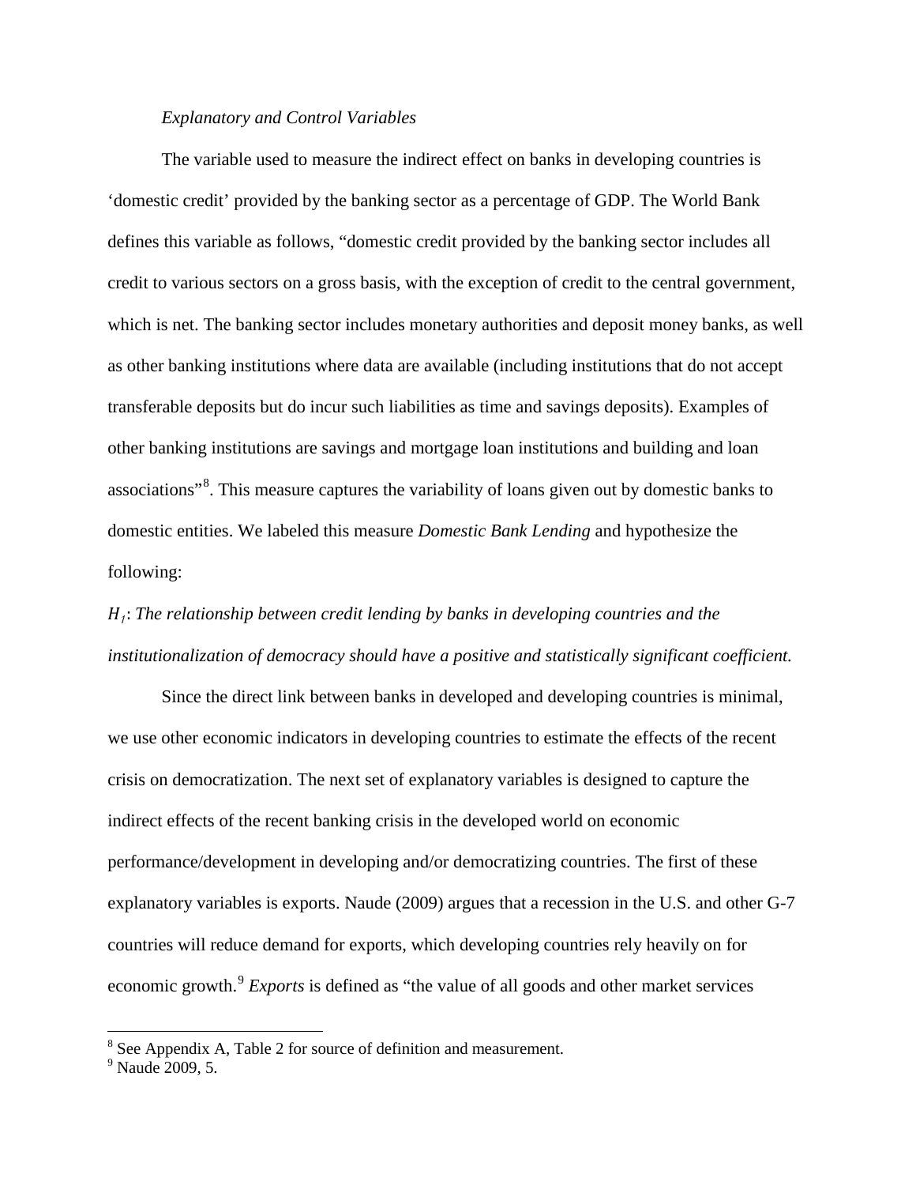*Explanatory and Control Variables*

The variable used to measure the indirect effect on banks in developing countries is 'domestic credit' provided by the banking sector as a percentage of GDP. The World Bank defines this variable as follows, "domestic credit provided by the banking sector includes all credit to various sectors on a gross basis, with the exception of credit to the central government, which is net. The banking sector includes monetary authorities and deposit money banks, as well as other banking institutions where data are available (including institutions that do not accept transferable deposits but do incur such liabilities as time and savings deposits). Examples of other banking institutions are savings and mortgage loan institutions and building and loan associations"[8]. This measure captures the variability of loans given out by domestic banks to domestic entities. We labeled this measure *Domestic Bank Lending* and hypothesize the following:

*$H_1$: The relationship between credit lending by banks in developing countries and the institutionalization of democracy should have a positive and statistically significant coefficient.*

Since the direct link between banks in developed and developing countries is minimal, we use other economic indicators in developing countries to estimate the effects of the recent crisis on democratization. The next set of explanatory variables is designed to capture the indirect effects of the recent banking crisis in the developed world on economic performance/development in developing and/or democratizing countries. The first of these explanatory variables is exports. Naude (2009) argues that a recession in the U.S. and other G-7 countries will reduce demand for exports, which developing countries rely heavily on for economic growth.[9] *Exports* is defined as "the value of all goods and other market services

[8] See Appendix A, Table 2 for source of definition and measurement.

[9] Naude 2009, 5.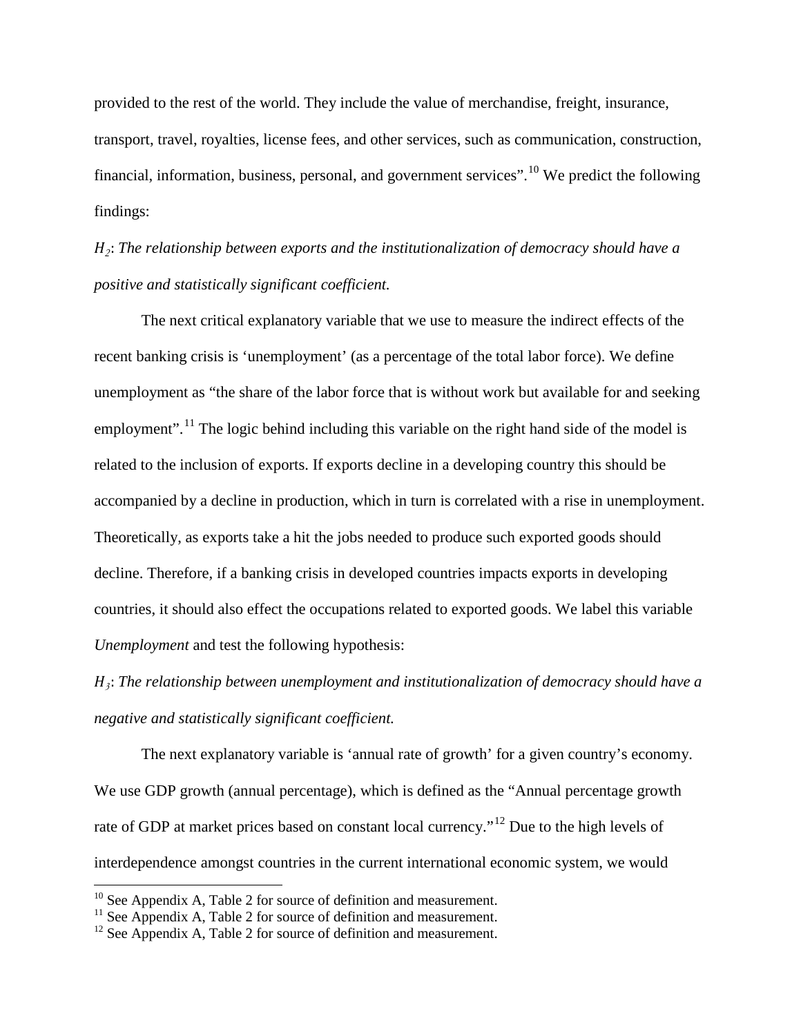provided to the rest of the world. They include the value of merchandise, freight, insurance, transport, travel, royalties, license fees, and other services, such as communication, construction, financial, information, business, personal, and government services”.[10] We predict the following findings:

*$H_2$: The relationship between exports and the institutionalization of democracy should have a positive and statistically significant coefficient.*

The next critical explanatory variable that we use to measure the indirect effects of the recent banking crisis is ‘unemployment’ (as a percentage of the total labor force). We define unemployment as “the share of the labor force that is without work but available for and seeking employment”.[11] The logic behind including this variable on the right hand side of the model is related to the inclusion of exports. If exports decline in a developing country this should be accompanied by a decline in production, which in turn is correlated with a rise in unemployment. Theoretically, as exports take a hit the jobs needed to produce such exported goods should decline. Therefore, if a banking crisis in developed countries impacts exports in developing countries, it should also effect the occupations related to exported goods. We label this variable *Unemployment* and test the following hypothesis:

*$H_3$: The relationship between unemployment and institutionalization of democracy should have a negative and statistically significant coefficient.*

The next explanatory variable is ‘annual rate of growth’ for a given country’s economy. We use GDP growth (annual percentage), which is defined as the “Annual percentage growth rate of GDP at market prices based on constant local currency.”[12] Due to the high levels of interdependence amongst countries in the current international economic system, we would

---

[10] See Appendix A, Table 2 for source of definition and measurement.

[11] See Appendix A, Table 2 for source of definition and measurement.

[12] See Appendix A, Table 2 for source of definition and measurement.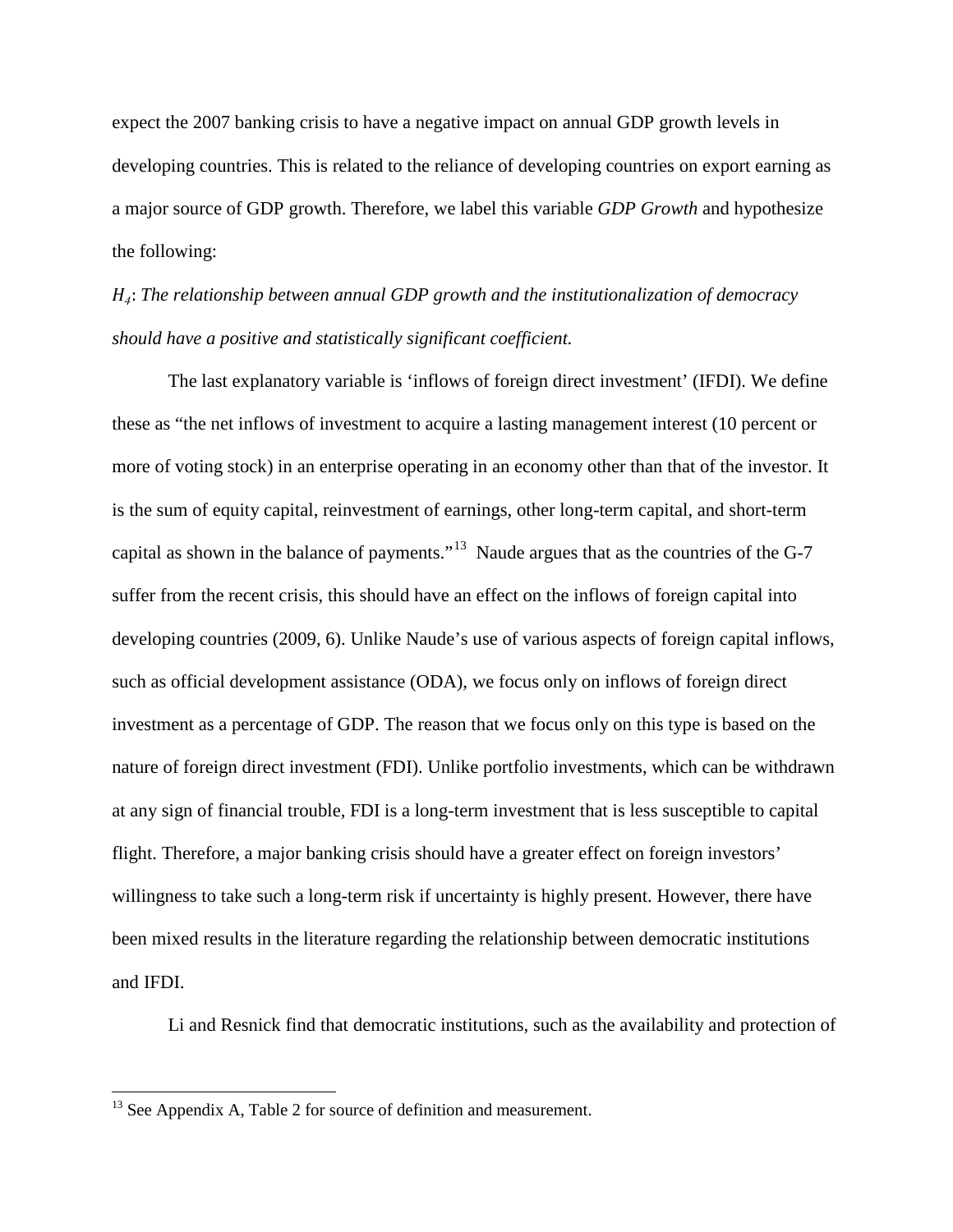expect the 2007 banking crisis to have a negative impact on annual GDP growth levels in developing countries. This is related to the reliance of developing countries on export earning as a major source of GDP growth. Therefore, we label this variable *GDP Growth* and hypothesize the following:

*$H_4$: The relationship between annual GDP growth and the institutionalization of democracy should have a positive and statistically significant coefficient.*

The last explanatory variable is 'inflows of foreign direct investment' (IFDI). We define these as "the net inflows of investment to acquire a lasting management interest (10 percent or more of voting stock) in an enterprise operating in an economy other than that of the investor. It is the sum of equity capital, reinvestment of earnings, other long-term capital, and short-term capital as shown in the balance of payments."[13] Naude argues that as the countries of the G-7 suffer from the recent crisis, this should have an effect on the inflows of foreign capital into developing countries (2009, 6). Unlike Naude's use of various aspects of foreign capital inflows, such as official development assistance (ODA), we focus only on inflows of foreign direct investment as a percentage of GDP. The reason that we focus only on this type is based on the nature of foreign direct investment (FDI). Unlike portfolio investments, which can be withdrawn at any sign of financial trouble, FDI is a long-term investment that is less susceptible to capital flight. Therefore, a major banking crisis should have a greater effect on foreign investors' willingness to take such a long-term risk if uncertainty is highly present. However, there have been mixed results in the literature regarding the relationship between democratic institutions and IFDI.

Li and Resnick find that democratic institutions, such as the availability and protection of

[13] See Appendix A, Table 2 for source of definition and measurement.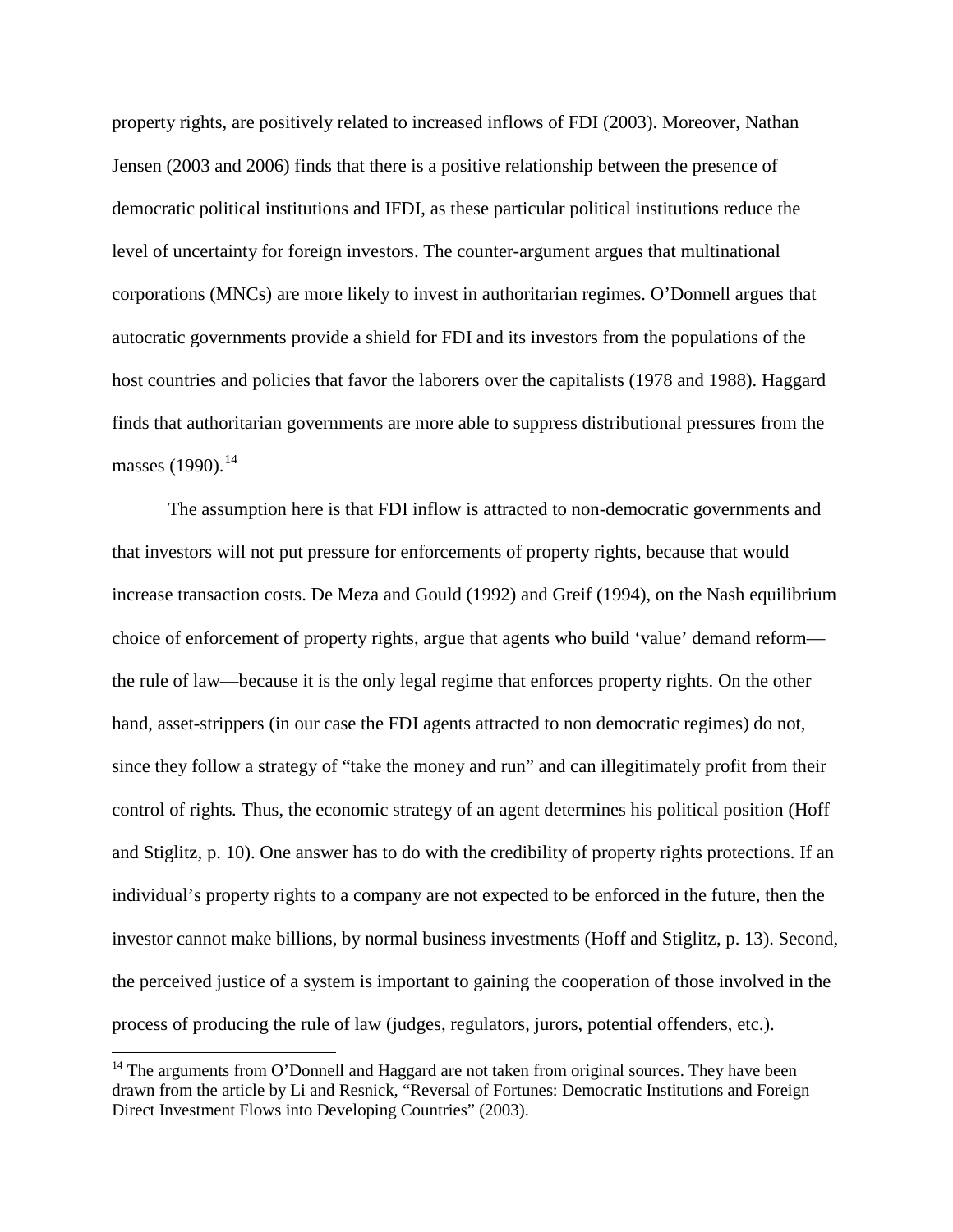property rights, are positively related to increased inflows of FDI (2003). Moreover, Nathan Jensen (2003 and 2006) finds that there is a positive relationship between the presence of democratic political institutions and IFDI, as these particular political institutions reduce the level of uncertainty for foreign investors. The counter-argument argues that multinational corporations (MNCs) are more likely to invest in authoritarian regimes. O'Donnell argues that autocratic governments provide a shield for FDI and its investors from the populations of the host countries and policies that favor the laborers over the capitalists (1978 and 1988). Haggard finds that authoritarian governments are more able to suppress distributional pressures from the masses (1990).[14]

The assumption here is that FDI inflow is attracted to non-democratic governments and that investors will not put pressure for enforcements of property rights, because that would increase transaction costs. De Meza and Gould (1992) and Greif (1994), on the Nash equilibrium choice of enforcement of property rights, argue that agents who build 'value' demand reform—the rule of law—because it is the only legal regime that enforces property rights. On the other hand, asset-strippers (in our case the FDI agents attracted to non democratic regimes) do not, since they follow a strategy of "take the money and run" and can illegitimately profit from their control of rights*.* Thus, the economic strategy of an agent determines his political position (Hoff and Stiglitz, p. 10). One answer has to do with the credibility of property rights protections. If an individual's property rights to a company are not expected to be enforced in the future, then the investor cannot make billions, by normal business investments (Hoff and Stiglitz, p. 13). Second, the perceived justice of a system is important to gaining the cooperation of those involved in the process of producing the rule of law (judges, regulators, jurors, potential offenders, etc.).

[14] The arguments from O'Donnell and Haggard are not taken from original sources. They have been drawn from the article by Li and Resnick, "Reversal of Fortunes: Democratic Institutions and Foreign Direct Investment Flows into Developing Countries" (2003).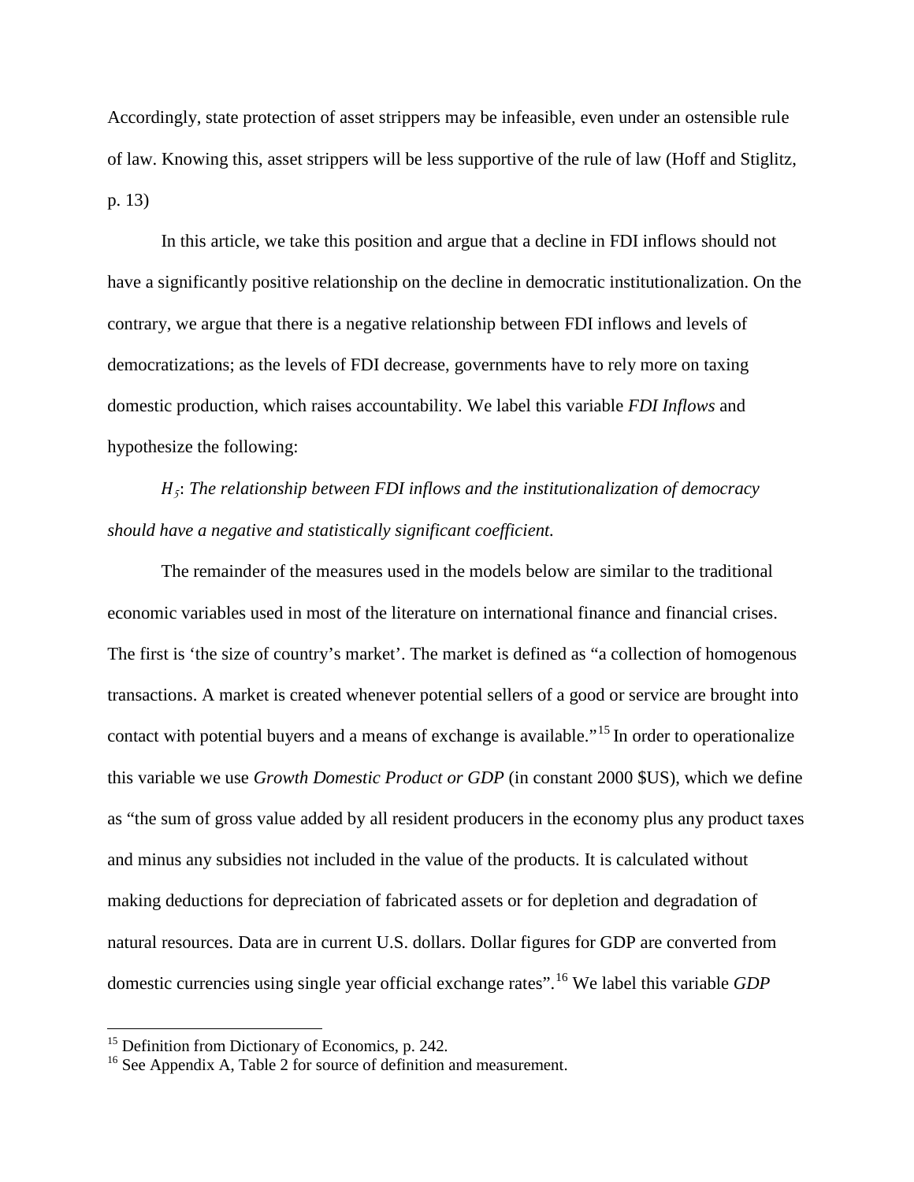Accordingly, state protection of asset strippers may be infeasible, even under an ostensible rule of law. Knowing this, asset strippers will be less supportive of the rule of law (Hoff and Stiglitz, p. 13)

In this article, we take this position and argue that a decline in FDI inflows should not have a significantly positive relationship on the decline in democratic institutionalization. On the contrary, we argue that there is a negative relationship between FDI inflows and levels of democratizations; as the levels of FDI decrease, governments have to rely more on taxing domestic production, which raises accountability. We label this variable *FDI Inflows* and hypothesize the following:

*$H_5$: The relationship between FDI inflows and the institutionalization of democracy should have a negative and statistically significant coefficient.*

The remainder of the measures used in the models below are similar to the traditional economic variables used in most of the literature on international finance and financial crises. The first is 'the size of country's market'. The market is defined as "a collection of homogenous transactions. A market is created whenever potential sellers of a good or service are brought into contact with potential buyers and a means of exchange is available."[15] In order to operationalize this variable we use *Growth Domestic Product or GDP* (in constant 2000 $US), which we define as "the sum of gross value added by all resident producers in the economy plus any product taxes and minus any subsidies not included in the value of the products. It is calculated without making deductions for depreciation of fabricated assets or for depletion and degradation of natural resources. Data are in current U.S. dollars. Dollar figures for GDP are converted from domestic currencies using single year official exchange rates".[16] We label this variable *GDP*

[15] Definition from Dictionary of Economics, p. 242.

[16] See Appendix A, Table 2 for source of definition and measurement.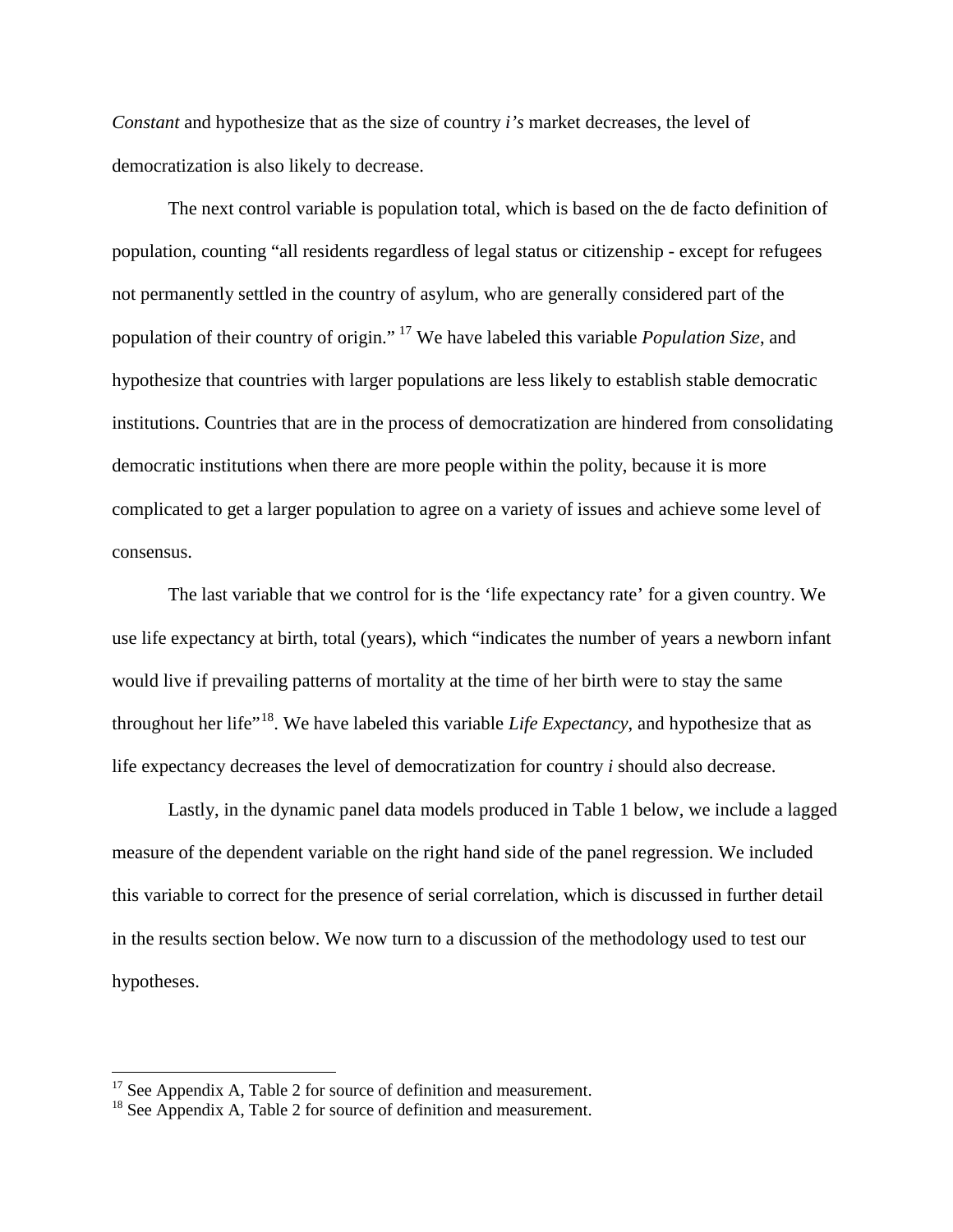*Constant* and hypothesize that as the size of country *i's* market decreases, the level of democratization is also likely to decrease.

The next control variable is population total, which is based on the de facto definition of population, counting "all residents regardless of legal status or citizenship - except for refugees not permanently settled in the country of asylum, who are generally considered part of the population of their country of origin." [17] We have labeled this variable *Population Size*, and hypothesize that countries with larger populations are less likely to establish stable democratic institutions. Countries that are in the process of democratization are hindered from consolidating democratic institutions when there are more people within the polity, because it is more complicated to get a larger population to agree on a variety of issues and achieve some level of consensus.

The last variable that we control for is the 'life expectancy rate' for a given country. We use life expectancy at birth, total (years), which "indicates the number of years a newborn infant would live if prevailing patterns of mortality at the time of her birth were to stay the same throughout her life"[18]. We have labeled this variable *Life Expectancy*, and hypothesize that as life expectancy decreases the level of democratization for country *i* should also decrease.

Lastly, in the dynamic panel data models produced in Table 1 below, we include a lagged measure of the dependent variable on the right hand side of the panel regression. We included this variable to correct for the presence of serial correlation, which is discussed in further detail in the results section below. We now turn to a discussion of the methodology used to test our hypotheses.

[17] See Appendix A, Table 2 for source of definition and measurement.

[18] See Appendix A, Table 2 for source of definition and measurement.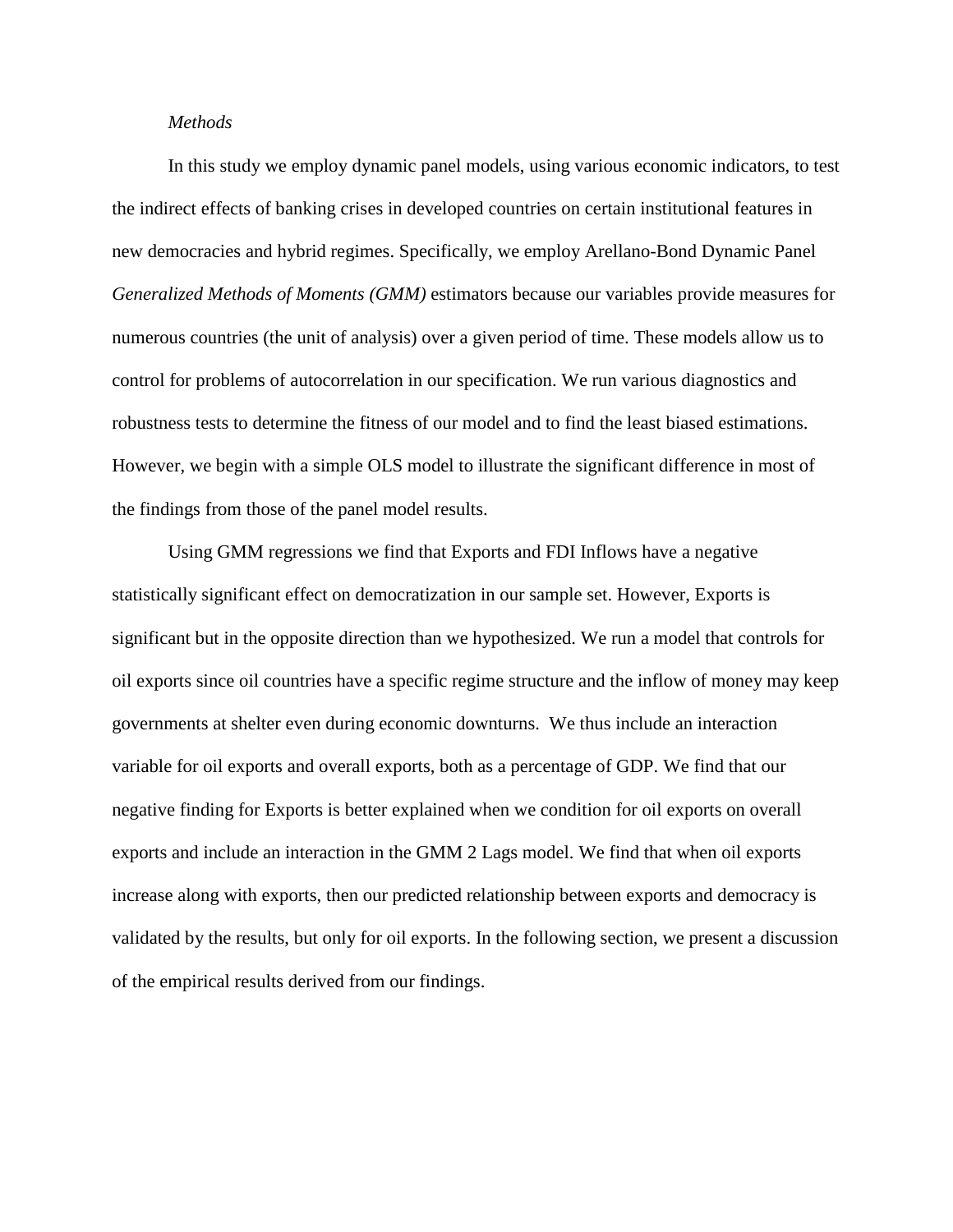*Methods*

In this study we employ dynamic panel models, using various economic indicators, to test the indirect effects of banking crises in developed countries on certain institutional features in new democracies and hybrid regimes. Specifically, we employ Arellano-Bond Dynamic Panel *Generalized Methods of Moments (GMM)* estimators because our variables provide measures for numerous countries (the unit of analysis) over a given period of time. These models allow us to control for problems of autocorrelation in our specification. We run various diagnostics and robustness tests to determine the fitness of our model and to find the least biased estimations. However, we begin with a simple OLS model to illustrate the significant difference in most of the findings from those of the panel model results.

Using GMM regressions we find that Exports and FDI Inflows have a negative statistically significant effect on democratization in our sample set. However, Exports is significant but in the opposite direction than we hypothesized. We run a model that controls for oil exports since oil countries have a specific regime structure and the inflow of money may keep governments at shelter even during economic downturns. We thus include an interaction variable for oil exports and overall exports, both as a percentage of GDP. We find that our negative finding for Exports is better explained when we condition for oil exports on overall exports and include an interaction in the GMM 2 Lags model. We find that when oil exports increase along with exports, then our predicted relationship between exports and democracy is validated by the results, but only for oil exports. In the following section, we present a discussion of the empirical results derived from our findings.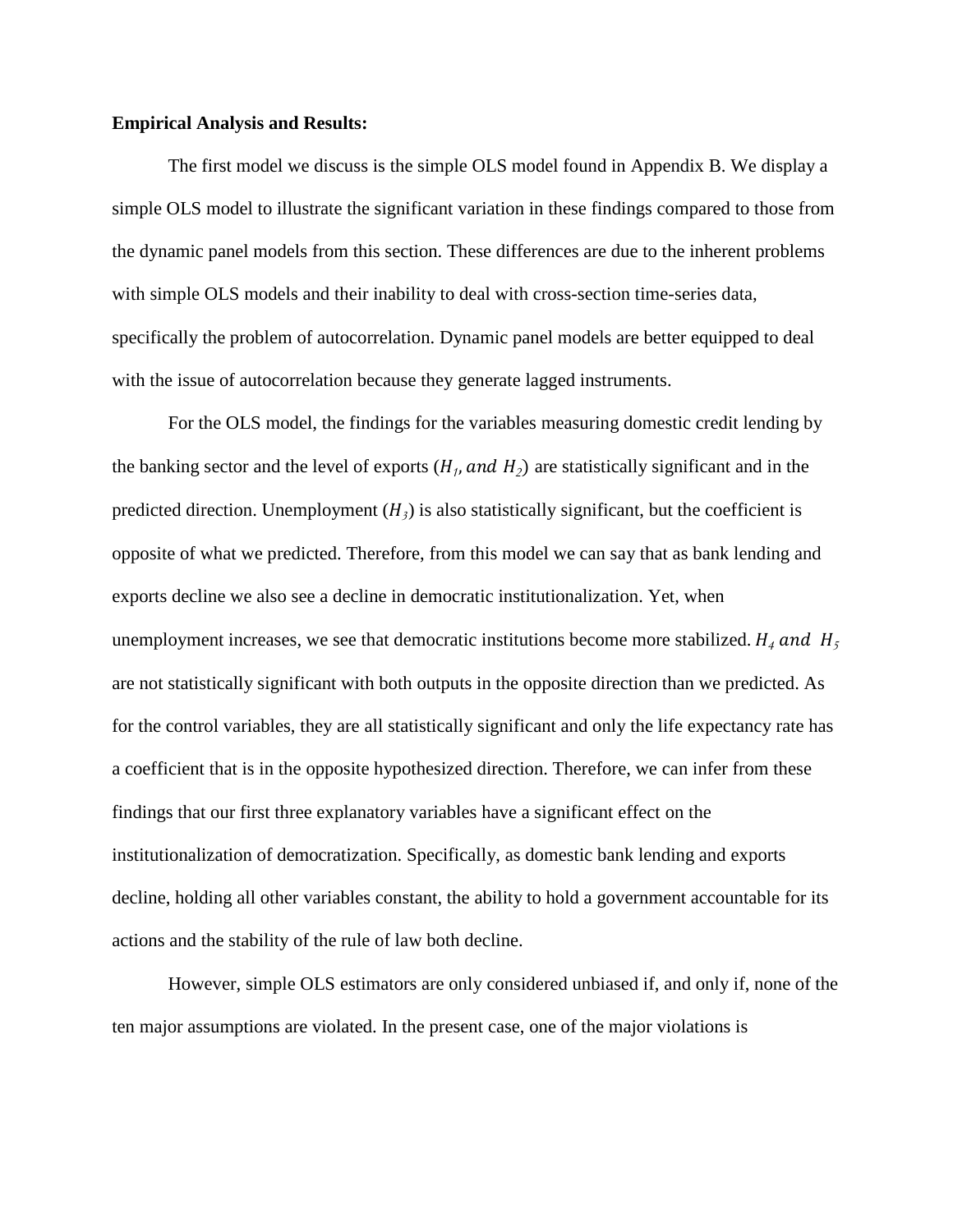**Empirical Analysis and Results:**

The first model we discuss is the simple OLS model found in Appendix B. We display a simple OLS model to illustrate the significant variation in these findings compared to those from the dynamic panel models from this section. These differences are due to the inherent problems with simple OLS models and their inability to deal with cross-section time-series data, specifically the problem of autocorrelation. Dynamic panel models are better equipped to deal with the issue of autocorrelation because they generate lagged instruments.

For the OLS model, the findings for the variables measuring domestic credit lending by the banking sector and the level of exports ($H_1$, $and$ $H_2$) are statistically significant and in the predicted direction. Unemployment ($H_3$) is also statistically significant, but the coefficient is opposite of what we predicted. Therefore, from this model we can say that as bank lending and exports decline we also see a decline in democratic institutionalization. Yet, when unemployment increases, we see that democratic institutions become more stabilized. $H_4$ $and$ $H_5$ are not statistically significant with both outputs in the opposite direction than we predicted. As for the control variables, they are all statistically significant and only the life expectancy rate has a coefficient that is in the opposite hypothesized direction. Therefore, we can infer from these findings that our first three explanatory variables have a significant effect on the institutionalization of democratization. Specifically, as domestic bank lending and exports decline, holding all other variables constant, the ability to hold a government accountable for its actions and the stability of the rule of law both decline.

However, simple OLS estimators are only considered unbiased if, and only if, none of the ten major assumptions are violated. In the present case, one of the major violations is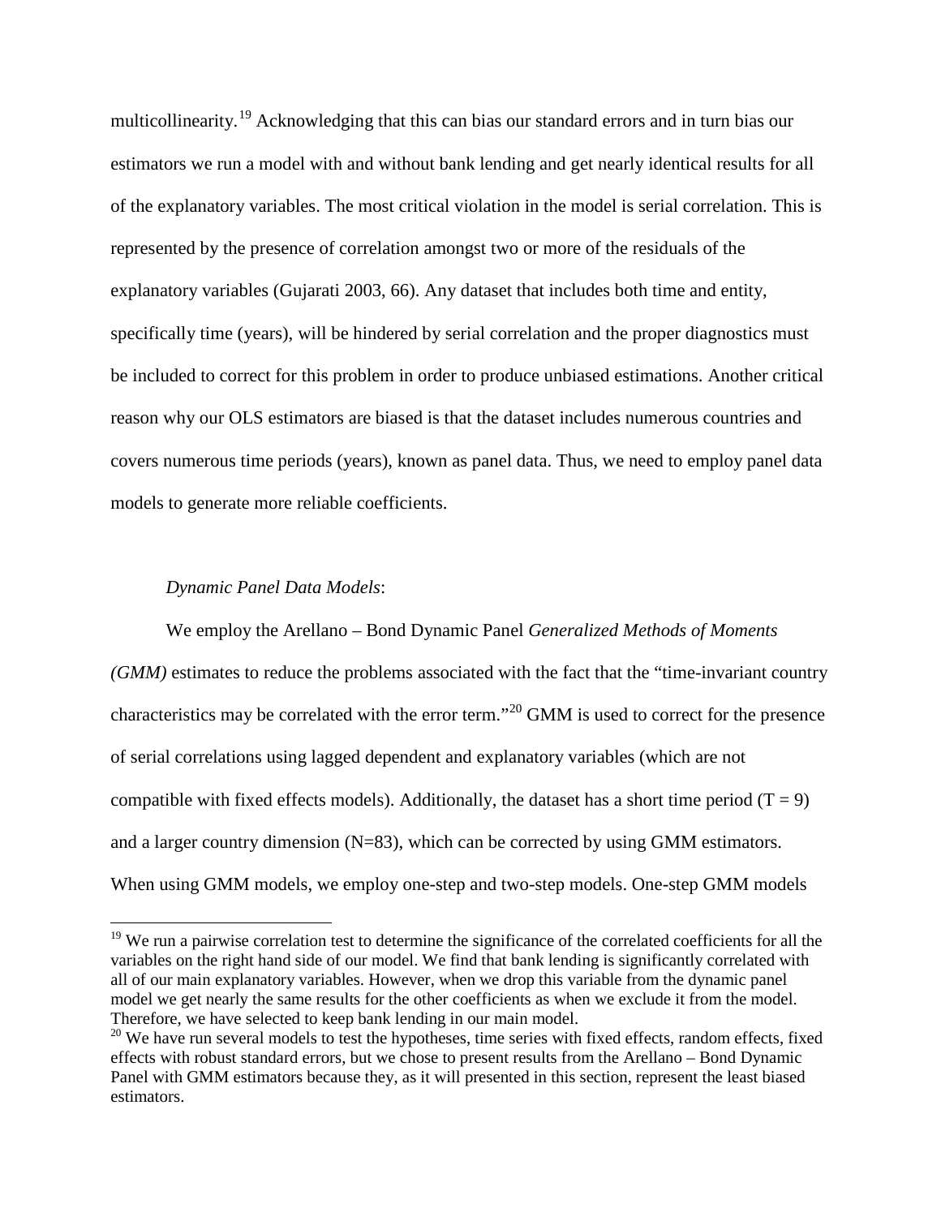multicollinearity.[19] Acknowledging that this can bias our standard errors and in turn bias our estimators we run a model with and without bank lending and get nearly identical results for all of the explanatory variables. The most critical violation in the model is serial correlation. This is represented by the presence of correlation amongst two or more of the residuals of the explanatory variables (Gujarati 2003, 66). Any dataset that includes both time and entity, specifically time (years), will be hindered by serial correlation and the proper diagnostics must be included to correct for this problem in order to produce unbiased estimations. Another critical reason why our OLS estimators are biased is that the dataset includes numerous countries and covers numerous time periods (years), known as panel data. Thus, we need to employ panel data models to generate more reliable coefficients.

*Dynamic Panel Data Models*:

We employ the Arellano – Bond Dynamic Panel *Generalized Methods of Moments (GMM)* estimates to reduce the problems associated with the fact that the "time-invariant country characteristics may be correlated with the error term."[20] GMM is used to correct for the presence of serial correlations using lagged dependent and explanatory variables (which are not compatible with fixed effects models). Additionally, the dataset has a short time period (T = 9) and a larger country dimension (N=83), which can be corrected by using GMM estimators. When using GMM models, we employ one-step and two-step models. One-step GMM models

---

[19] We run a pairwise correlation test to determine the significance of the correlated coefficients for all the variables on the right hand side of our model. We find that bank lending is significantly correlated with all of our main explanatory variables. However, when we drop this variable from the dynamic panel model we get nearly the same results for the other coefficients as when we exclude it from the model. Therefore, we have selected to keep bank lending in our main model.

[20] We have run several models to test the hypotheses, time series with fixed effects, random effects, fixed effects with robust standard errors, but we chose to present results from the Arellano – Bond Dynamic Panel with GMM estimators because they, as it will presented in this section, represent the least biased estimators.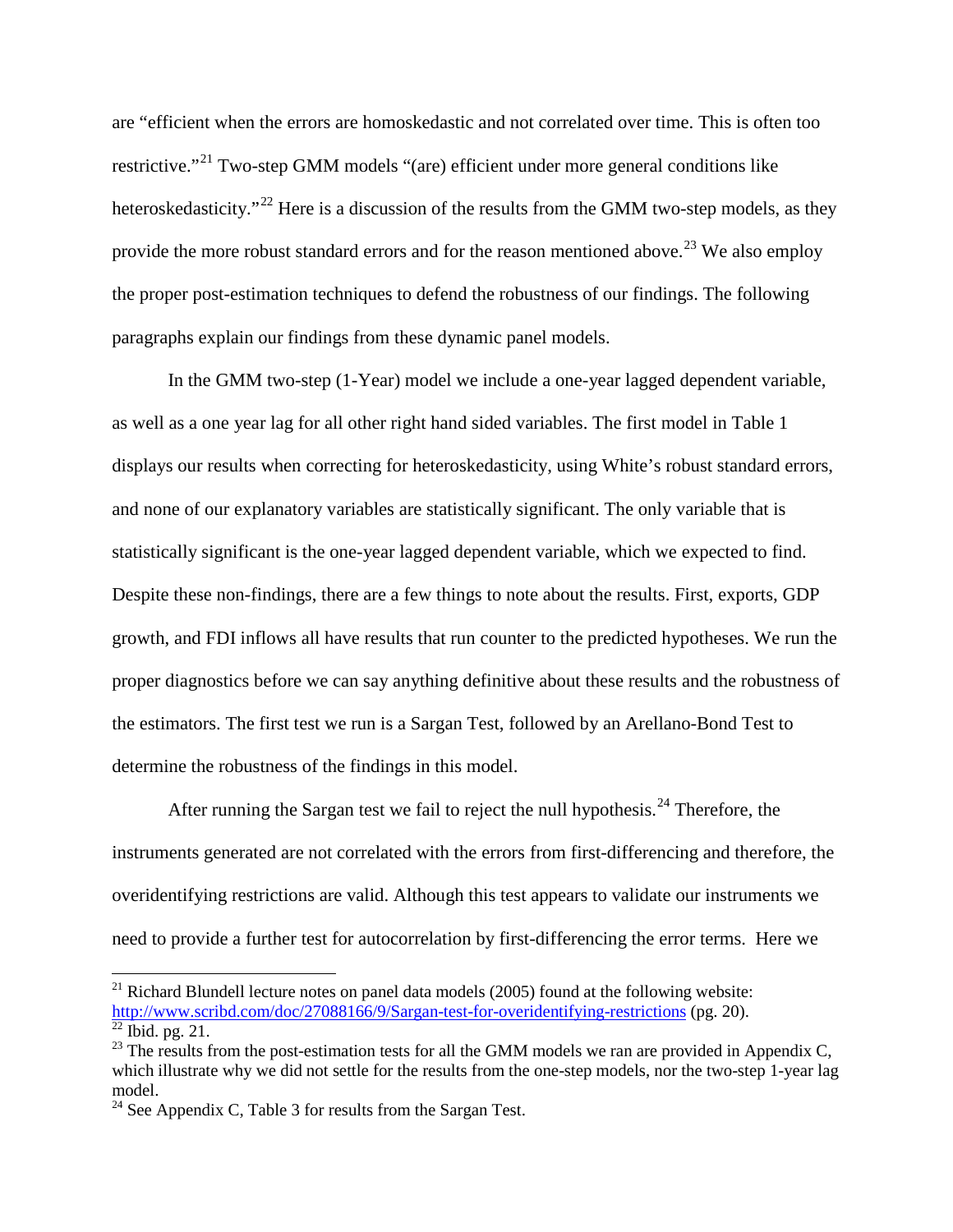are “efficient when the errors are homoskedastic and not correlated over time. This is often too restrictive.”[21] Two-step GMM models “(are) efficient under more general conditions like heteroskedasticity.”[22] Here is a discussion of the results from the GMM two-step models, as they provide the more robust standard errors and for the reason mentioned above.[23] We also employ the proper post-estimation techniques to defend the robustness of our findings. The following paragraphs explain our findings from these dynamic panel models.

In the GMM two-step (1-Year) model we include a one-year lagged dependent variable, as well as a one year lag for all other right hand sided variables. The first model in Table 1 displays our results when correcting for heteroskedasticity, using White’s robust standard errors, and none of our explanatory variables are statistically significant. The only variable that is statistically significant is the one-year lagged dependent variable, which we expected to find. Despite these non-findings, there are a few things to note about the results. First, exports, GDP growth, and FDI inflows all have results that run counter to the predicted hypotheses. We run the proper diagnostics before we can say anything definitive about these results and the robustness of the estimators. The first test we run is a Sargan Test, followed by an Arellano-Bond Test to determine the robustness of the findings in this model.

After running the Sargan test we fail to reject the null hypothesis.[24] Therefore, the instruments generated are not correlated with the errors from first-differencing and therefore, the overidentifying restrictions are valid. Although this test appears to validate our instruments we need to provide a further test for autocorrelation by first-differencing the error terms. Here we

---

[21] Richard Blundell lecture notes on panel data models (2005) found at the following website: http://www.scribd.com/doc/27088166/9/Sargan-test-for-overidentifying-restrictions (pg. 20).

[22] Ibid. pg. 21.

[23] The results from the post-estimation tests for all the GMM models we ran are provided in Appendix C, which illustrate why we did not settle for the results from the one-step models, nor the two-step 1-year lag model.

[24] See Appendix C, Table 3 for results from the Sargan Test.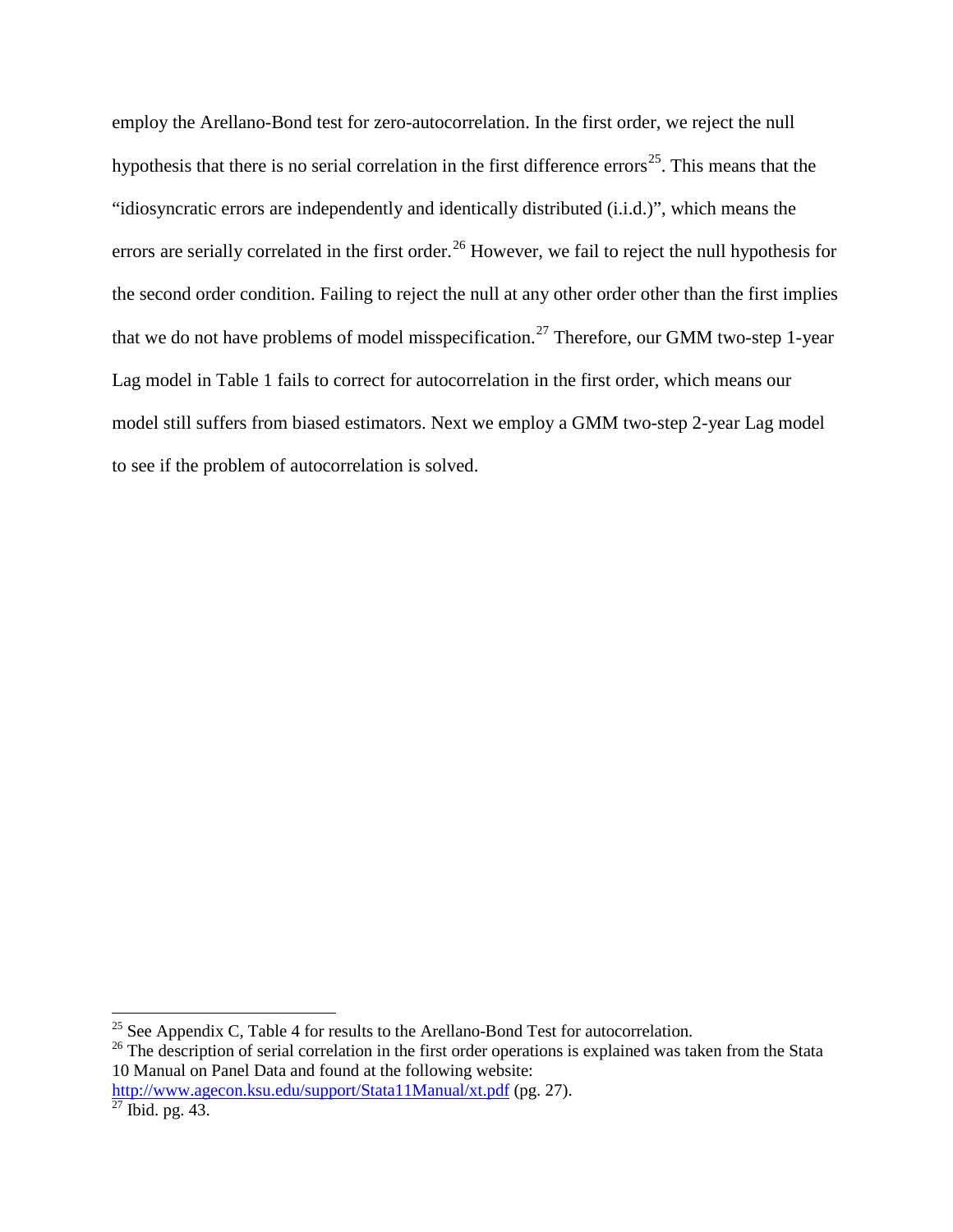employ the Arellano-Bond test for zero-autocorrelation. In the first order, we reject the null hypothesis that there is no serial correlation in the first difference errors[25]. This means that the "idiosyncratic errors are independently and identically distributed (i.i.d.)", which means the errors are serially correlated in the first order.[26] However, we fail to reject the null hypothesis for the second order condition. Failing to reject the null at any other order other than the first implies that we do not have problems of model misspecification.[27] Therefore, our GMM two-step 1-year Lag model in Table 1 fails to correct for autocorrelation in the first order, which means our model still suffers from biased estimators. Next we employ a GMM two-step 2-year Lag model to see if the problem of autocorrelation is solved.

---

[25] See Appendix C, Table 4 for results to the Arellano-Bond Test for autocorrelation.

[26] The description of serial correlation in the first order operations is explained was taken from the Stata 10 Manual on Panel Data and found at the following website: http://www.agecon.ksu.edu/support/Stata11Manual/xt.pdf (pg. 27).

[27] Ibid. pg. 43.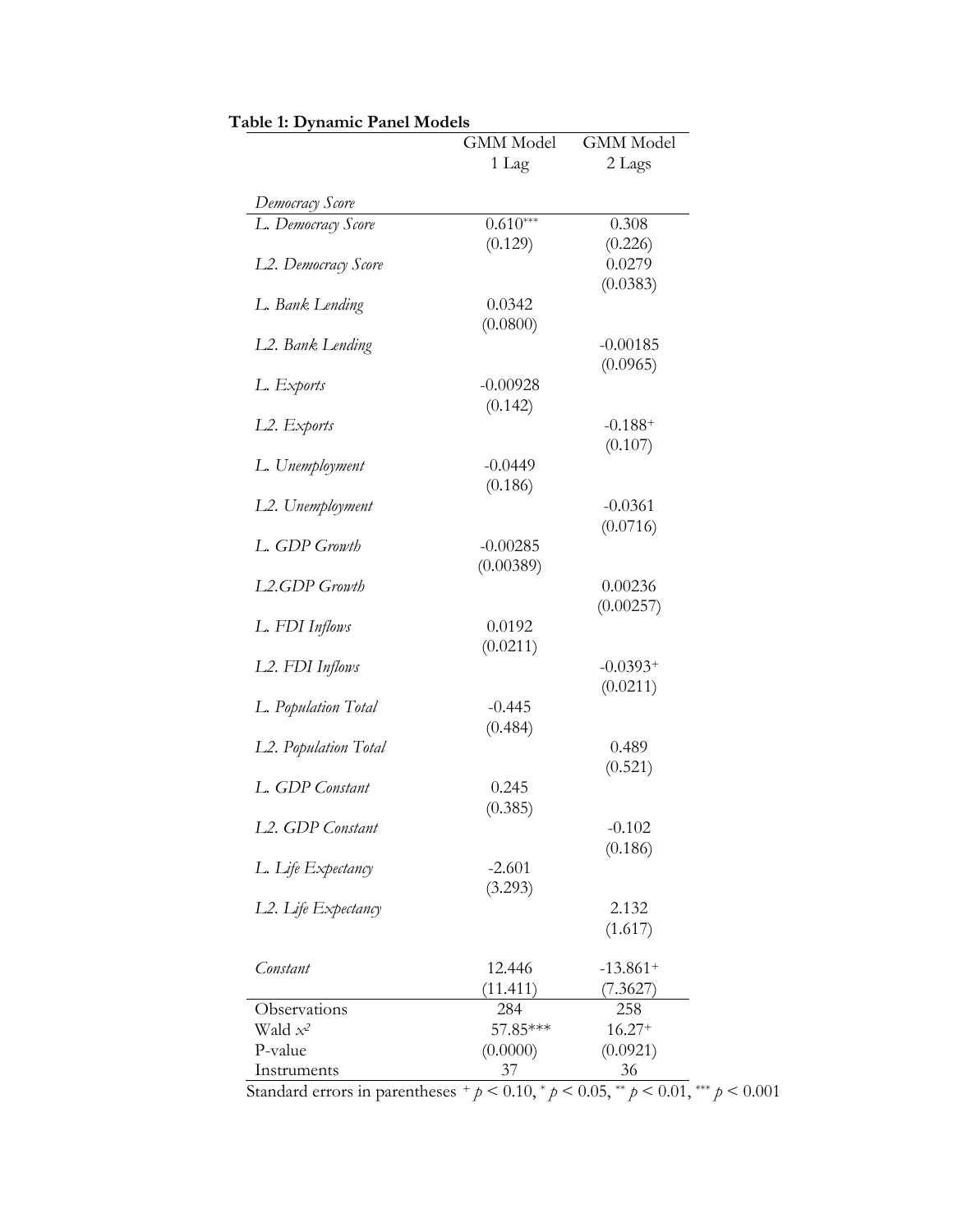**Table 1: Dynamic Panel Models**

| | GMM Model 1 Lag | GMM Model 2 Lags |
|---|---|---|
| *Democracy Score* | | |
| *L. Democracy Score* | 0.610*** | 0.308 |
| | (0.129) | (0.226) |
| *L2. Democracy Score* | | 0.0279 |
| | | (0.0383) |
| *L. Bank Lending* | 0.0342 | |
| | (0.0800) | |
| *L2. Bank Lending* | | -0.00185 |
| | | (0.0965) |
| *L. Exports* | -0.00928 | |
| | (0.142) | |
| *L2. Exports* | | -0.188+ |
| | | (0.107) |
| *L. Unemployment* | -0.0449 | |
| | (0.186) | |
| *L2. Unemployment* | | -0.0361 |
| | | (0.0716) |
| *L. GDP Growth* | -0.00285 | |
| | (0.00389) | |
| *L2.GDP Growth* | | 0.00236 |
| | | (0.00257) |
| *L. FDI Inflows* | 0.0192 | |
| | (0.0211) | |
| *L2. FDI Inflows* | | -0.0393+ |
| | | (0.0211) |
| *L. Population Total* | -0.445 | |
| | (0.484) | |
| *L2. Population Total* | | 0.489 |
| | | (0.521) |
| *L. GDP Constant* | 0.245 | |
| | (0.385) | |
| *L2. GDP Constant* | | -0.102 |
| | | (0.186) |
| *L. Life Expectancy* | -2.601 | |
| | (3.293) | |
| *L2. Life Expectancy* | | 2.132 |
| | | (1.617) |
| *Constant* | 12.446 | -13.861+ |
| | (11.411) | (7.3627) |
| Observations | 284 | 258 |
| Wald $x^2$ | 57.85*** | 16.27+ |
| P-value | (0.0000) | (0.0921) |
| Instruments | 37 | 36 |

Standard errors in parentheses $^{+}$ $p < 0.10$, $^{*}$ $p < 0.05$, $^{**}$ $p < 0.01$, $^{***}$ $p < 0.001$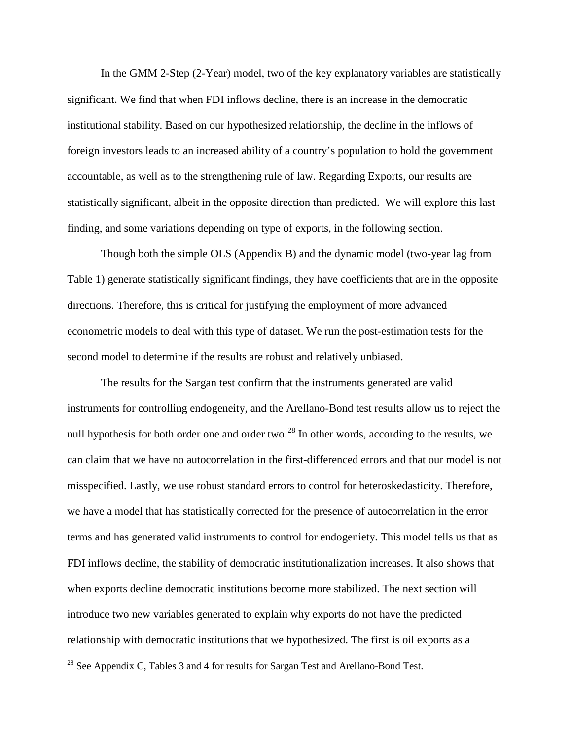In the GMM 2-Step (2-Year) model, two of the key explanatory variables are statistically significant. We find that when FDI inflows decline, there is an increase in the democratic institutional stability. Based on our hypothesized relationship, the decline in the inflows of foreign investors leads to an increased ability of a country's population to hold the government accountable, as well as to the strengthening rule of law. Regarding Exports, our results are statistically significant, albeit in the opposite direction than predicted. We will explore this last finding, and some variations depending on type of exports, in the following section.

Though both the simple OLS (Appendix B) and the dynamic model (two-year lag from Table 1) generate statistically significant findings, they have coefficients that are in the opposite directions. Therefore, this is critical for justifying the employment of more advanced econometric models to deal with this type of dataset. We run the post-estimation tests for the second model to determine if the results are robust and relatively unbiased.

The results for the Sargan test confirm that the instruments generated are valid instruments for controlling endogeneity, and the Arellano-Bond test results allow us to reject the null hypothesis for both order one and order two.[28] In other words, according to the results, we can claim that we have no autocorrelation in the first-differenced errors and that our model is not misspecified. Lastly, we use robust standard errors to control for heteroskedasticity. Therefore, we have a model that has statistically corrected for the presence of autocorrelation in the error terms and has generated valid instruments to control for endogeniety. This model tells us that as FDI inflows decline, the stability of democratic institutionalization increases. It also shows that when exports decline democratic institutions become more stabilized. The next section will introduce two new variables generated to explain why exports do not have the predicted relationship with democratic institutions that we hypothesized. The first is oil exports as a

[28] See Appendix C, Tables 3 and 4 for results for Sargan Test and Arellano-Bond Test.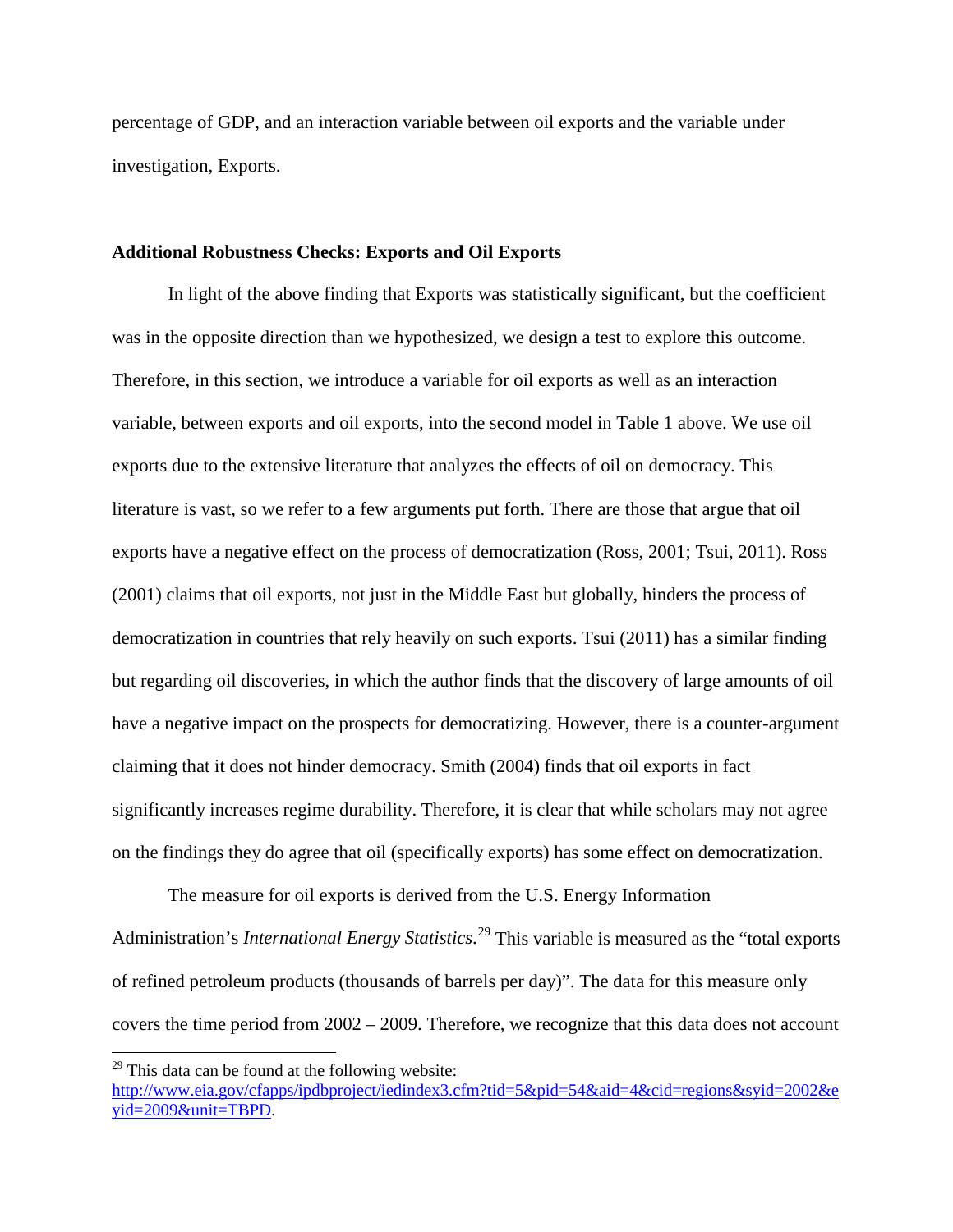percentage of GDP, and an interaction variable between oil exports and the variable under investigation, Exports.

## Additional Robustness Checks: Exports and Oil Exports

In light of the above finding that Exports was statistically significant, but the coefficient was in the opposite direction than we hypothesized, we design a test to explore this outcome. Therefore, in this section, we introduce a variable for oil exports as well as an interaction variable, between exports and oil exports, into the second model in Table 1 above. We use oil exports due to the extensive literature that analyzes the effects of oil on democracy. This literature is vast, so we refer to a few arguments put forth. There are those that argue that oil exports have a negative effect on the process of democratization (Ross, 2001; Tsui, 2011). Ross (2001) claims that oil exports, not just in the Middle East but globally, hinders the process of democratization in countries that rely heavily on such exports. Tsui (2011) has a similar finding but regarding oil discoveries, in which the author finds that the discovery of large amounts of oil have a negative impact on the prospects for democratizing. However, there is a counter-argument claiming that it does not hinder democracy. Smith (2004) finds that oil exports in fact significantly increases regime durability. Therefore, it is clear that while scholars may not agree on the findings they do agree that oil (specifically exports) has some effect on democratization.

The measure for oil exports is derived from the U.S. Energy Information Administration's *International Energy Statistics*.[29] This variable is measured as the "total exports of refined petroleum products (thousands of barrels per day)". The data for this measure only covers the time period from 2002 – 2009. Therefore, we recognize that this data does not account

[29] This data can be found at the following website: http://www.eia.gov/cfapps/ipdbproject/iedindex3.cfm?tid=5&pid=54&aid=4&cid=regions&syid=2002&eyid=2009&unit=TBPD.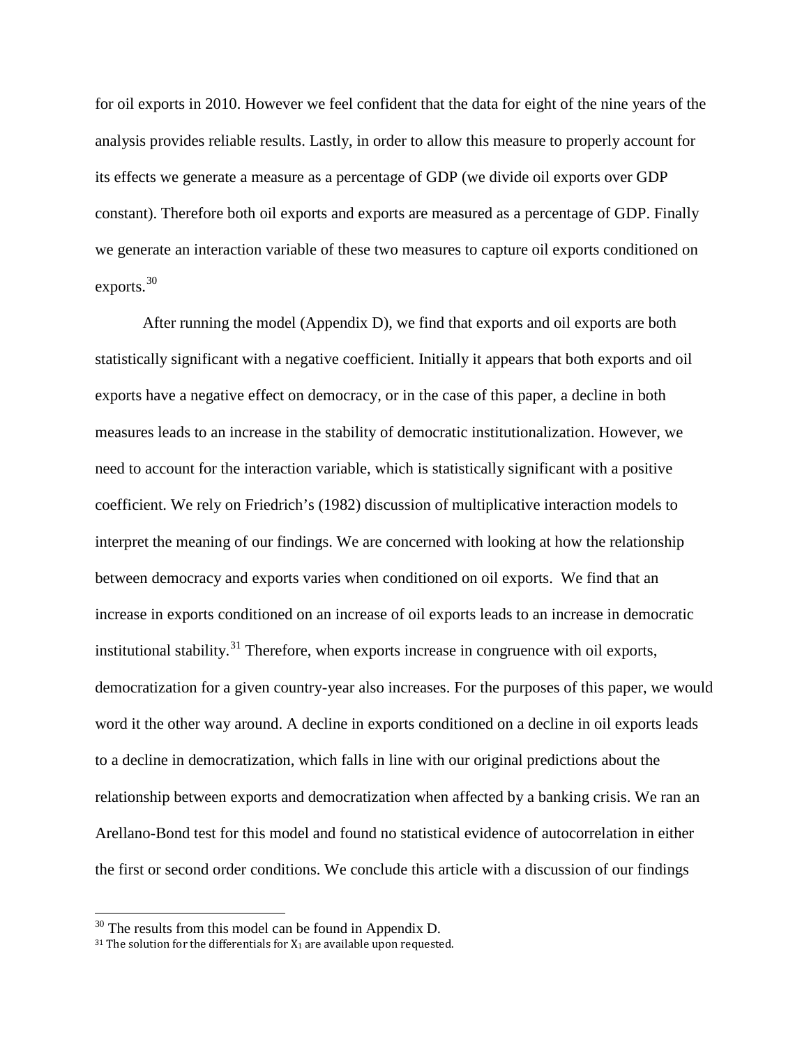for oil exports in 2010. However we feel confident that the data for eight of the nine years of the analysis provides reliable results. Lastly, in order to allow this measure to properly account for its effects we generate a measure as a percentage of GDP (we divide oil exports over GDP constant). Therefore both oil exports and exports are measured as a percentage of GDP. Finally we generate an interaction variable of these two measures to capture oil exports conditioned on exports.[30]

After running the model (Appendix D), we find that exports and oil exports are both statistically significant with a negative coefficient. Initially it appears that both exports and oil exports have a negative effect on democracy, or in the case of this paper, a decline in both measures leads to an increase in the stability of democratic institutionalization. However, we need to account for the interaction variable, which is statistically significant with a positive coefficient. We rely on Friedrich's (1982) discussion of multiplicative interaction models to interpret the meaning of our findings. We are concerned with looking at how the relationship between democracy and exports varies when conditioned on oil exports. We find that an increase in exports conditioned on an increase of oil exports leads to an increase in democratic institutional stability.[31] Therefore, when exports increase in congruence with oil exports, democratization for a given country-year also increases. For the purposes of this paper, we would word it the other way around. A decline in exports conditioned on a decline in oil exports leads to a decline in democratization, which falls in line with our original predictions about the relationship between exports and democratization when affected by a banking crisis. We ran an Arellano-Bond test for this model and found no statistical evidence of autocorrelation in either the first or second order conditions. We conclude this article with a discussion of our findings

[30] The results from this model can be found in Appendix D.

[31] The solution for the differentials for $X_1$ are available upon requested.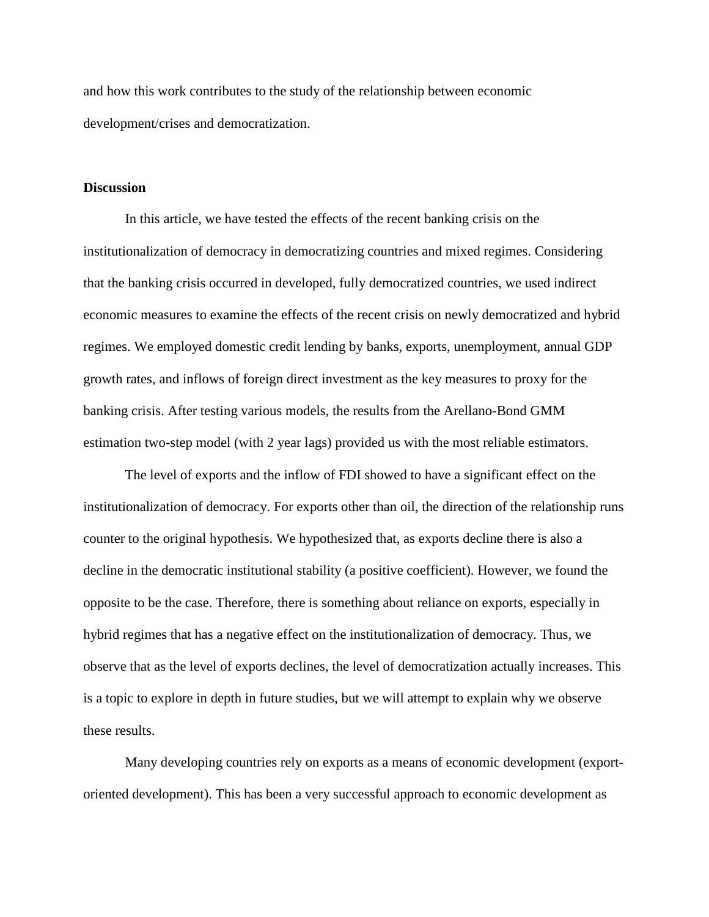and how this work contributes to the study of the relationship between economic development/crises and democratization.

**Discussion**

In this article, we have tested the effects of the recent banking crisis on the institutionalization of democracy in democratizing countries and mixed regimes. Considering that the banking crisis occurred in developed, fully democratized countries, we used indirect economic measures to examine the effects of the recent crisis on newly democratized and hybrid regimes. We employed domestic credit lending by banks, exports, unemployment, annual GDP growth rates, and inflows of foreign direct investment as the key measures to proxy for the banking crisis. After testing various models, the results from the Arellano-Bond GMM estimation two-step model (with 2 year lags) provided us with the most reliable estimators.

The level of exports and the inflow of FDI showed to have a significant effect on the institutionalization of democracy. For exports other than oil, the direction of the relationship runs counter to the original hypothesis. We hypothesized that, as exports decline there is also a decline in the democratic institutional stability (a positive coefficient). However, we found the opposite to be the case. Therefore, there is something about reliance on exports, especially in hybrid regimes that has a negative effect on the institutionalization of democracy. Thus, we observe that as the level of exports declines, the level of democratization actually increases. This is a topic to explore in depth in future studies, but we will attempt to explain why we observe these results.

Many developing countries rely on exports as a means of economic development (export-oriented development). This has been a very successful approach to economic development as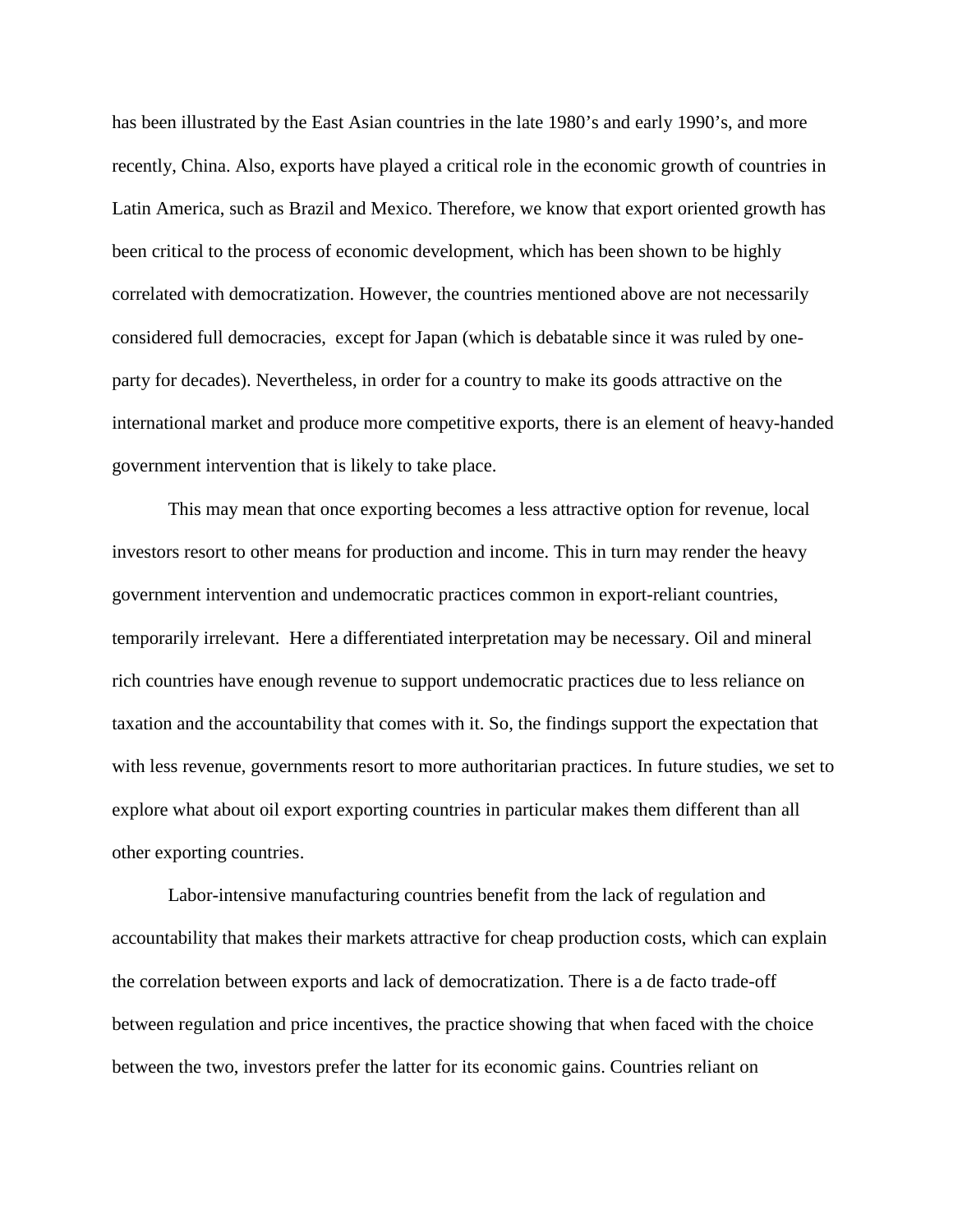has been illustrated by the East Asian countries in the late 1980's and early 1990's, and more recently, China. Also, exports have played a critical role in the economic growth of countries in Latin America, such as Brazil and Mexico. Therefore, we know that export oriented growth has been critical to the process of economic development, which has been shown to be highly correlated with democratization. However, the countries mentioned above are not necessarily considered full democracies, except for Japan (which is debatable since it was ruled by one-party for decades). Nevertheless, in order for a country to make its goods attractive on the international market and produce more competitive exports, there is an element of heavy-handed government intervention that is likely to take place.

This may mean that once exporting becomes a less attractive option for revenue, local investors resort to other means for production and income. This in turn may render the heavy government intervention and undemocratic practices common in export-reliant countries, temporarily irrelevant. Here a differentiated interpretation may be necessary. Oil and mineral rich countries have enough revenue to support undemocratic practices due to less reliance on taxation and the accountability that comes with it. So, the findings support the expectation that with less revenue, governments resort to more authoritarian practices. In future studies, we set to explore what about oil export exporting countries in particular makes them different than all other exporting countries.

Labor-intensive manufacturing countries benefit from the lack of regulation and accountability that makes their markets attractive for cheap production costs, which can explain the correlation between exports and lack of democratization. There is a de facto trade-off between regulation and price incentives, the practice showing that when faced with the choice between the two, investors prefer the latter for its economic gains. Countries reliant on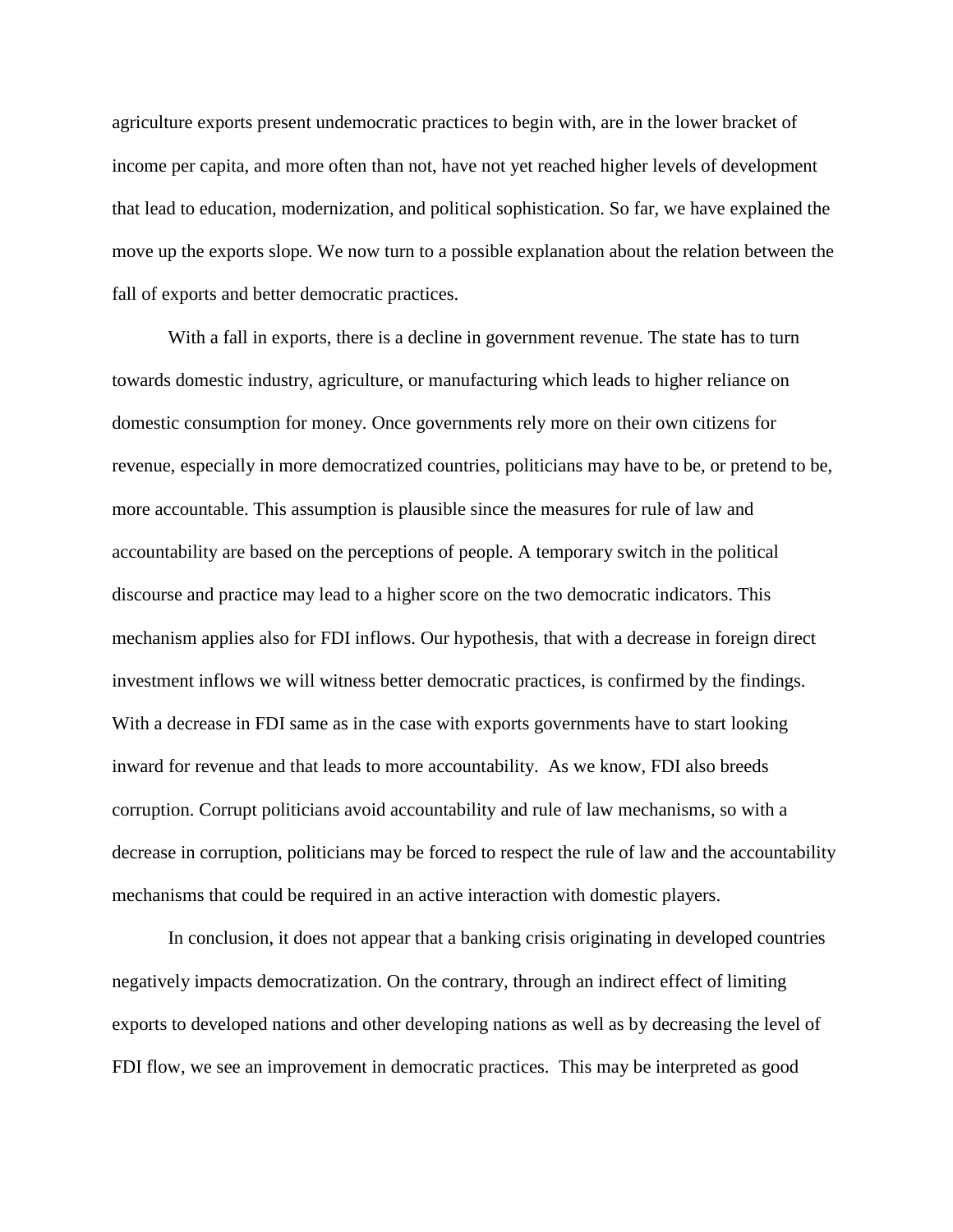agriculture exports present undemocratic practices to begin with, are in the lower bracket of income per capita, and more often than not, have not yet reached higher levels of development that lead to education, modernization, and political sophistication. So far, we have explained the move up the exports slope. We now turn to a possible explanation about the relation between the fall of exports and better democratic practices.

With a fall in exports, there is a decline in government revenue. The state has to turn towards domestic industry, agriculture, or manufacturing which leads to higher reliance on domestic consumption for money. Once governments rely more on their own citizens for revenue, especially in more democratized countries, politicians may have to be, or pretend to be, more accountable. This assumption is plausible since the measures for rule of law and accountability are based on the perceptions of people. A temporary switch in the political discourse and practice may lead to a higher score on the two democratic indicators. This mechanism applies also for FDI inflows. Our hypothesis, that with a decrease in foreign direct investment inflows we will witness better democratic practices, is confirmed by the findings. With a decrease in FDI same as in the case with exports governments have to start looking inward for revenue and that leads to more accountability. As we know, FDI also breeds corruption. Corrupt politicians avoid accountability and rule of law mechanisms, so with a decrease in corruption, politicians may be forced to respect the rule of law and the accountability mechanisms that could be required in an active interaction with domestic players.

In conclusion, it does not appear that a banking crisis originating in developed countries negatively impacts democratization. On the contrary, through an indirect effect of limiting exports to developed nations and other developing nations as well as by decreasing the level of FDI flow, we see an improvement in democratic practices. This may be interpreted as good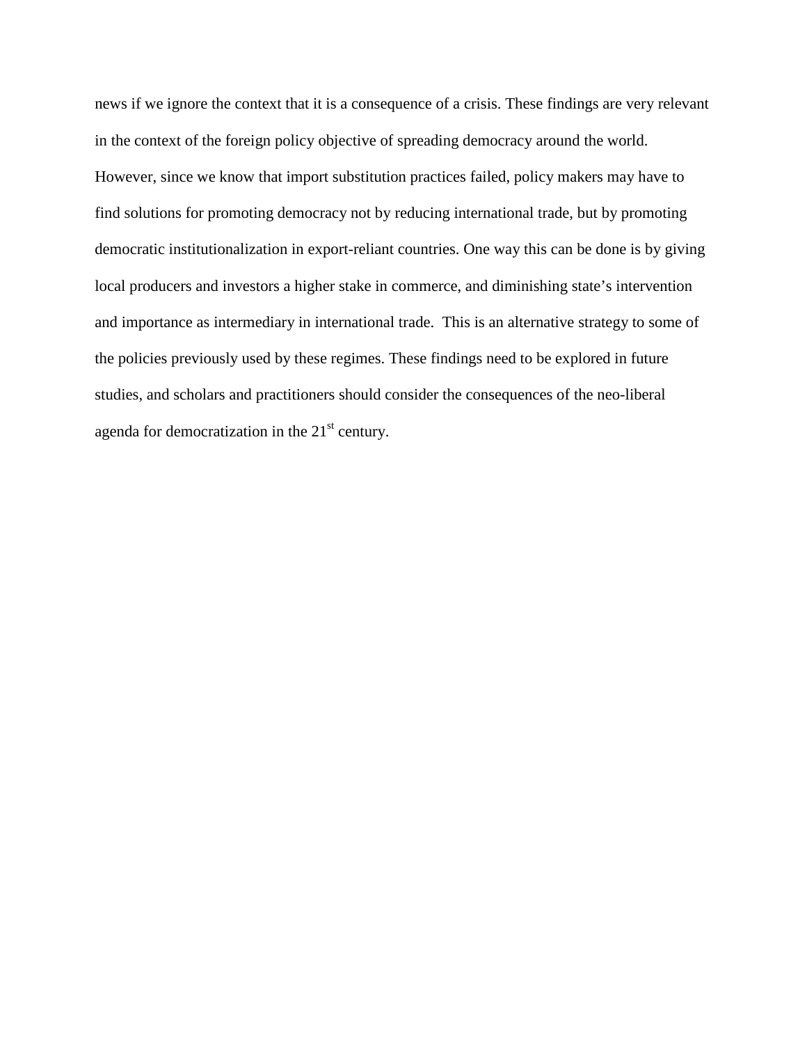news if we ignore the context that it is a consequence of a crisis. These findings are very relevant in the context of the foreign policy objective of spreading democracy around the world. However, since we know that import substitution practices failed, policy makers may have to find solutions for promoting democracy not by reducing international trade, but by promoting democratic institutionalization in export-reliant countries. One way this can be done is by giving local producers and investors a higher stake in commerce, and diminishing state's intervention and importance as intermediary in international trade. This is an alternative strategy to some of the policies previously used by these regimes. These findings need to be explored in future studies, and scholars and practitioners should consider the consequences of the neo-liberal agenda for democratization in the 21st century.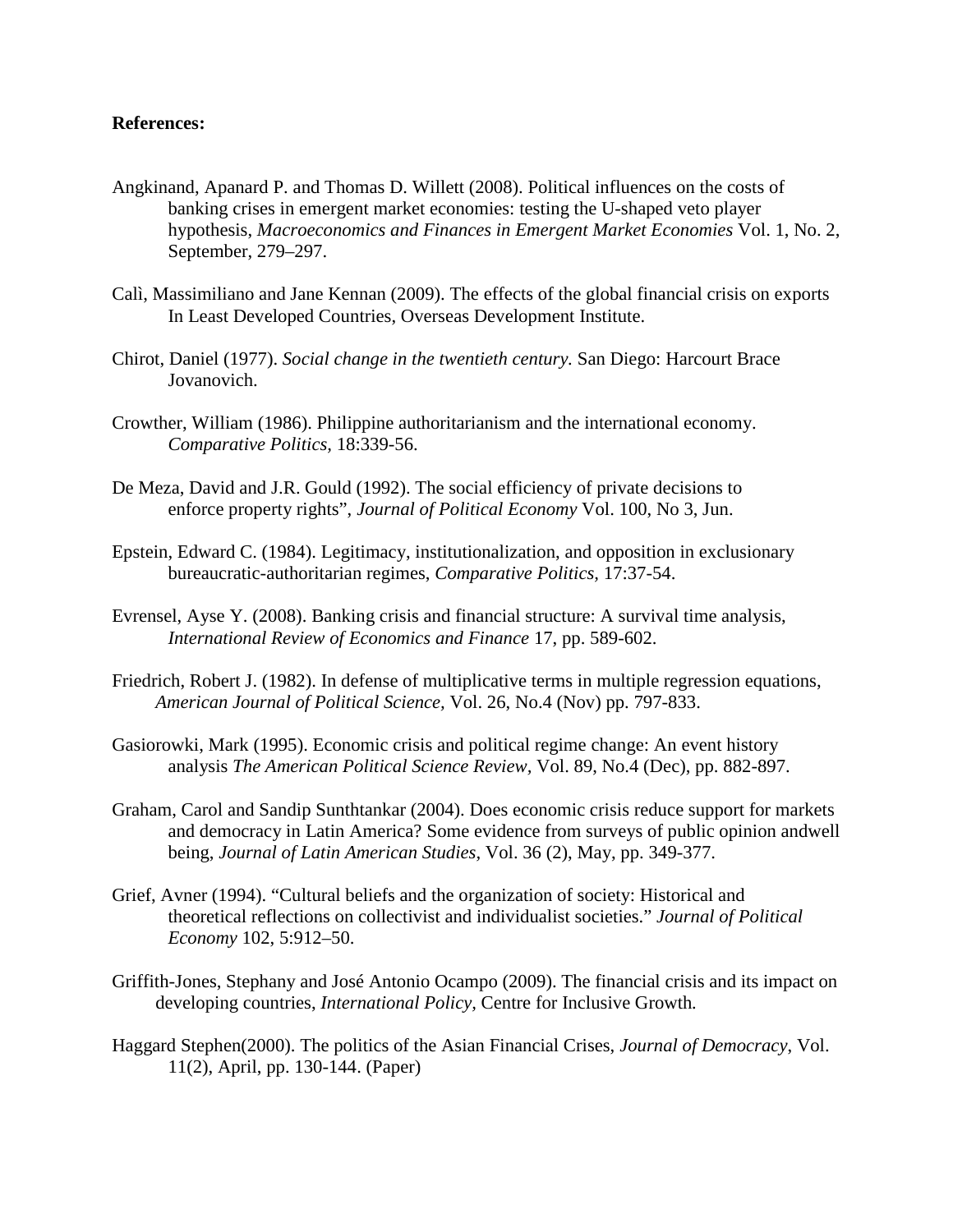**References:**

Angkinand, Apanard P. and Thomas D. Willett (2008). Political influences on the costs of banking crises in emergent market economies: testing the U-shaped veto player hypothesis, *Macroeconomics and Finances in Emergent Market Economies* Vol. 1, No. 2, September, 279–297.

Calì, Massimiliano and Jane Kennan (2009). The effects of the global financial crisis on exports In Least Developed Countries, Overseas Development Institute.

Chirot, Daniel (1977). *Social change in the twentieth century.* San Diego: Harcourt Brace Jovanovich.

Crowther, William (1986). Philippine authoritarianism and the international economy. *Comparative Politics,* 18:339-56.

De Meza, David and J.R. Gould (1992). The social efficiency of private decisions to enforce property rights", *Journal of Political Economy* Vol. 100, No 3, Jun.

Epstein, Edward C. (1984). Legitimacy, institutionalization, and opposition in exclusionary bureaucratic-authoritarian regimes, *Comparative Politics,* 17:37-54.

Evrensel, Ayse Y. (2008). Banking crisis and financial structure: A survival time analysis, *International Review of Economics and Finance* 17, pp. 589-602.

Friedrich, Robert J. (1982). In defense of multiplicative terms in multiple regression equations, *American Journal of Political Science,* Vol. 26, No.4 (Nov) pp. 797-833.

Gasiorowki, Mark (1995). Economic crisis and political regime change: An event history analysis *The American Political Science Review,* Vol. 89, No.4 (Dec), pp. 882-897.

Graham, Carol and Sandip Sunthtankar (2004). Does economic crisis reduce support for markets and democracy in Latin America? Some evidence from surveys of public opinion andwell being, *Journal of Latin American Studies*, Vol. 36 (2), May, pp. 349-377.

Grief, Avner (1994). "Cultural beliefs and the organization of society: Historical and theoretical reflections on collectivist and individualist societies." *Journal of Political Economy* 102, 5:912–50.

Griffith-Jones, Stephany and José Antonio Ocampo (2009). The financial crisis and its impact on developing countries, *International Policy,* Centre for Inclusive Growth*.*

Haggard Stephen(2000). The politics of the Asian Financial Crises, *Journal of Democracy*, Vol. 11(2), April, pp. 130-144. (Paper)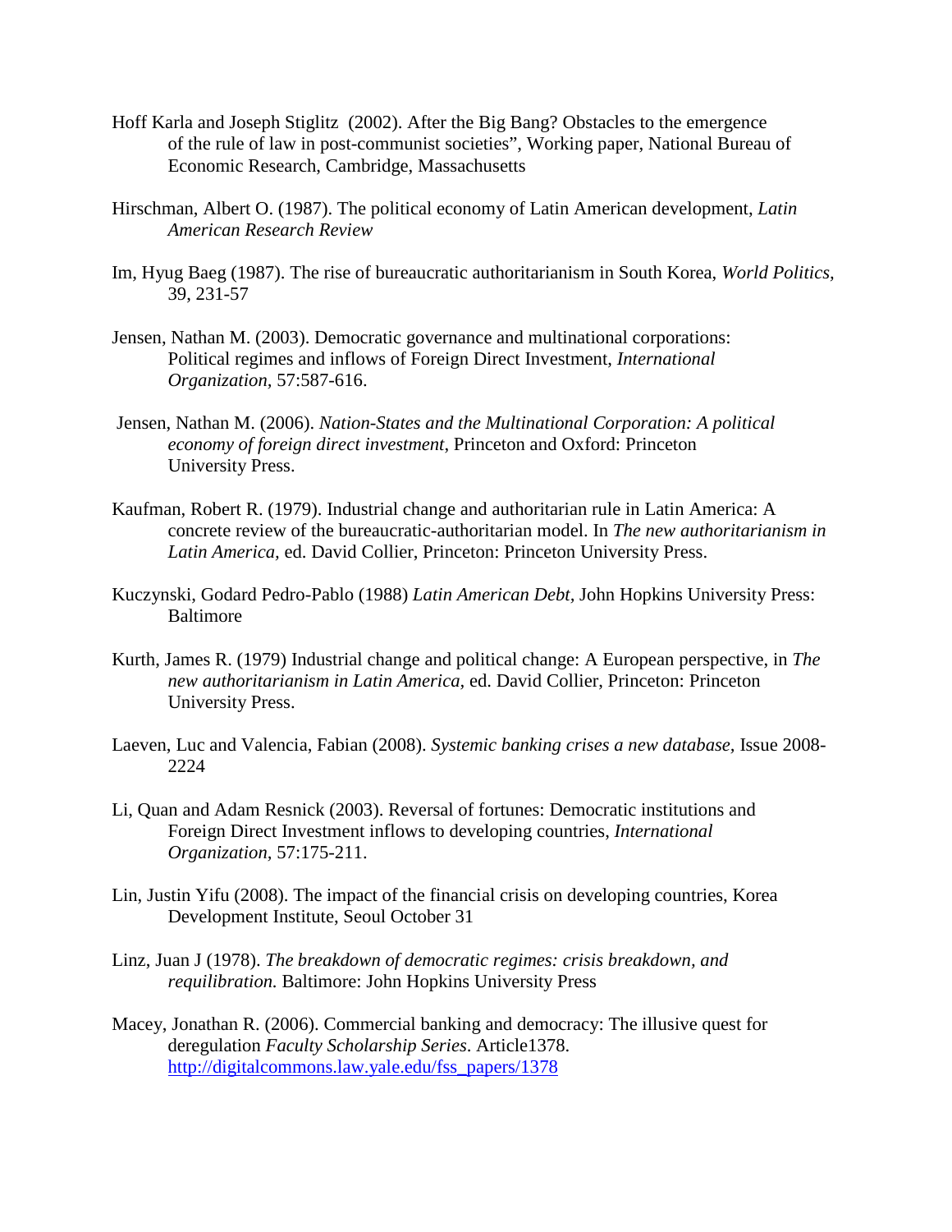Hoff Karla and Joseph Stiglitz (2002). After the Big Bang? Obstacles to the emergence of the rule of law in post-communist societies", Working paper, National Bureau of Economic Research, Cambridge, Massachusetts

Hirschman, Albert O. (1987). The political economy of Latin American development, *Latin American Research Review*

Im, Hyug Baeg (1987). The rise of bureaucratic authoritarianism in South Korea, *World Politics*, 39, 231-57

Jensen, Nathan M. (2003). Democratic governance and multinational corporations: Political regimes and inflows of Foreign Direct Investment, *International Organization*, 57:587-616.

Jensen, Nathan M. (2006). *Nation-States and the Multinational Corporation: A political economy of foreign direct investment*, Princeton and Oxford: Princeton University Press.

Kaufman, Robert R. (1979). Industrial change and authoritarian rule in Latin America: A concrete review of the bureaucratic-authoritarian model. In *The new authoritarianism in Latin America,* ed. David Collier, Princeton: Princeton University Press.

Kuczynski, Godard Pedro-Pablo (1988) *Latin American Debt*, John Hopkins University Press: Baltimore

Kurth, James R. (1979) Industrial change and political change: A European perspective, in *The new authoritarianism in Latin America,* ed. David Collier, Princeton: Princeton University Press.

Laeven, Luc and Valencia, Fabian (2008). *Systemic banking crises a new database,* Issue 2008-2224

Li, Quan and Adam Resnick (2003). Reversal of fortunes: Democratic institutions and Foreign Direct Investment inflows to developing countries, *International Organization*, 57:175-211.

Lin, Justin Yifu (2008). The impact of the financial crisis on developing countries, Korea Development Institute, Seoul October 31

Linz, Juan J (1978). *The breakdown of democratic regimes: crisis breakdown, and requilibration.* Baltimore: John Hopkins University Press

Macey, Jonathan R. (2006). Commercial banking and democracy: The illusive quest for deregulation *Faculty Scholarship Series*. Article1378. http://digitalcommons.law.yale.edu/fss_papers/1378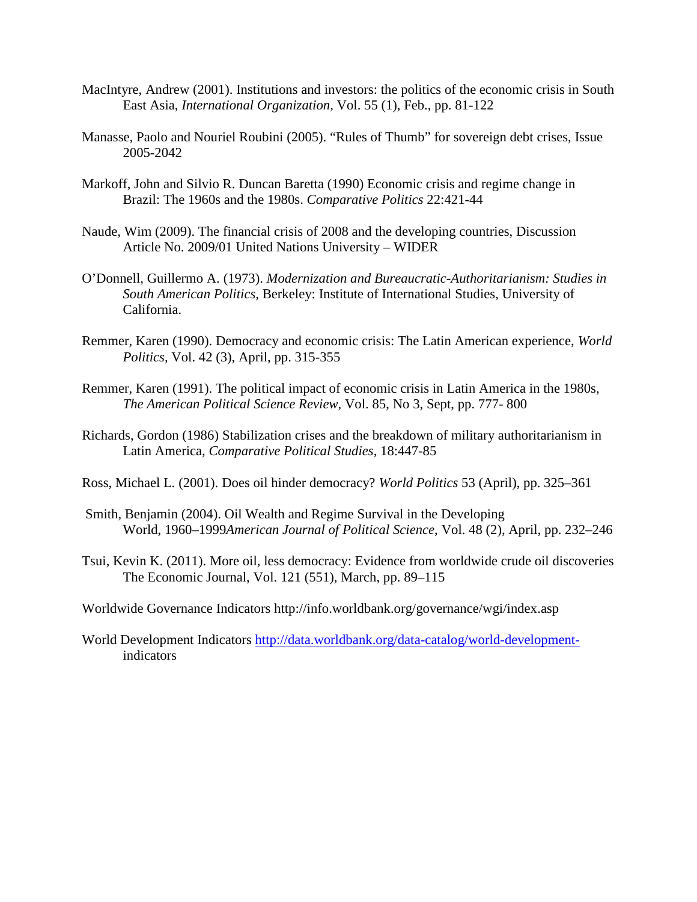MacIntyre, Andrew (2001). Institutions and investors: the politics of the economic crisis in South East Asia, *International Organization,* Vol. 55 (1), Feb., pp. 81-122

Manasse, Paolo and Nouriel Roubini (2005). "Rules of Thumb" for sovereign debt crises, Issue 2005-2042

Markoff, John and Silvio R. Duncan Baretta (1990) Economic crisis and regime change in Brazil: The 1960s and the 1980s. *Comparative Politics* 22:421-44

Naude, Wim (2009). The financial crisis of 2008 and the developing countries, Discussion Article No. 2009/01 United Nations University – WIDER

O'Donnell, Guillermo A. (1973). *Modernization and Bureaucratic-Authoritarianism: Studies in South American Politics,* Berkeley: Institute of International Studies, University of California.

Remmer, Karen (1990). Democracy and economic crisis: The Latin American experience, *World Politics,* Vol. 42 (3), April, pp. 315-355

Remmer, Karen (1991). The political impact of economic crisis in Latin America in the 1980s, *The American Political Science Review*, Vol. 85, No 3, Sept, pp. 777- 800

Richards, Gordon (1986) Stabilization crises and the breakdown of military authoritarianism in Latin America, *Comparative Political Studies,* 18:447-85

Ross, Michael L. (2001). Does oil hinder democracy? *World Politics* 53 (April), pp. 325–361

Smith, Benjamin (2004). Oil Wealth and Regime Survival in the Developing World, 1960–1999*American Journal of Political Science,* Vol. 48 (2), April, pp. 232–246

Tsui, Kevin K. (2011). More oil, less democracy: Evidence from worldwide crude oil discoveries The Economic Journal, Vol. 121 (551), March, pp. 89–115

Worldwide Governance Indicators http://info.worldbank.org/governance/wgi/index.asp

World Development Indicators http://data.worldbank.org/data-catalog/world-development-indicators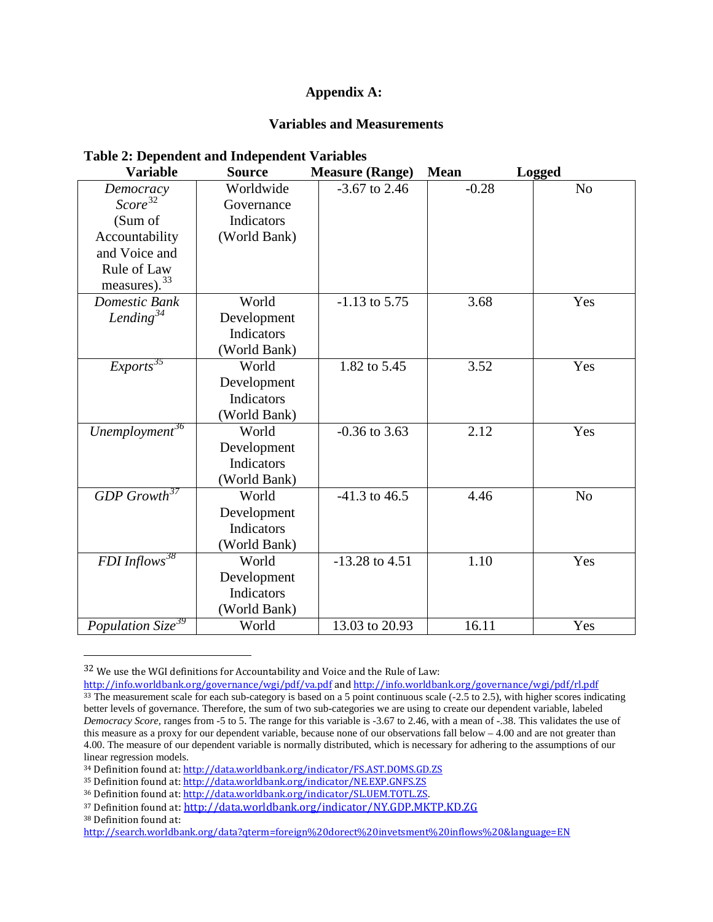## Appendix A:

### Variables and Measurements

**Table 2: Dependent and Independent Variables**

| Variable | Source | Measure (Range) | Mean | Logged |
|---|---|---|---|---|
| *Democracy Score*[32] (Sum of Accountability and Voice and Rule of Law measures).[33] | Worldwide Governance Indicators (World Bank) | -3.67 to 2.46 | -0.28 | No |
| *Domestic Bank Lending*[34] | World Development Indicators (World Bank) | -1.13 to 5.75 | 3.68 | Yes |
| *Exports*[35] | World Development Indicators (World Bank) | 1.82 to 5.45 | 3.52 | Yes |
| *Unemployment*[36] | World Development Indicators (World Bank) | -0.36 to 3.63 | 2.12 | Yes |
| *GDP Growth*[37] | World Development Indicators (World Bank) | -41.3 to 46.5 | 4.46 | No |
| *FDI Inflows*[38] | World Development Indicators (World Bank) | -13.28 to 4.51 | 1.10 | Yes |
| *Population Size*[39] | World | 13.03 to 20.93 | 16.11 | Yes |

---

[32] We use the WGI definitions for Accountability and Voice and the Rule of Law: http://info.worldbank.org/governance/wgi/pdf/va.pdf and http://info.worldbank.org/governance/wgi/pdf/rl.pdf

[33] The measurement scale for each sub-category is based on a 5 point continuous scale (-2.5 to 2.5), with higher scores indicating better levels of governance. Therefore, the sum of two sub-categories we are using to create our dependent variable, labeled *Democracy Score*, ranges from -5 to 5. The range for this variable is -3.67 to 2.46, with a mean of -.38. This validates the use of this measure as a proxy for our dependent variable, because none of our observations fall below – 4.00 and are not greater than 4.00. The measure of our dependent variable is normally distributed, which is necessary for adhering to the assumptions of our linear regression models.

[34] Definition found at: http://data.worldbank.org/indicator/FS.AST.DOMS.GD.ZS

[35] Definition found at: http://data.worldbank.org/indicator/NE.EXP.GNFS.ZS

[36] Definition found at: http://data.worldbank.org/indicator/SL.UEM.TOTL.ZS.

[37] Definition found at: http://data.worldbank.org/indicator/NY.GDP.MKTP.KD.ZG

[38] Definition found at: http://search.worldbank.org/data?qterm=foreign%20dorect%20invetsment%20inflows%20&language=EN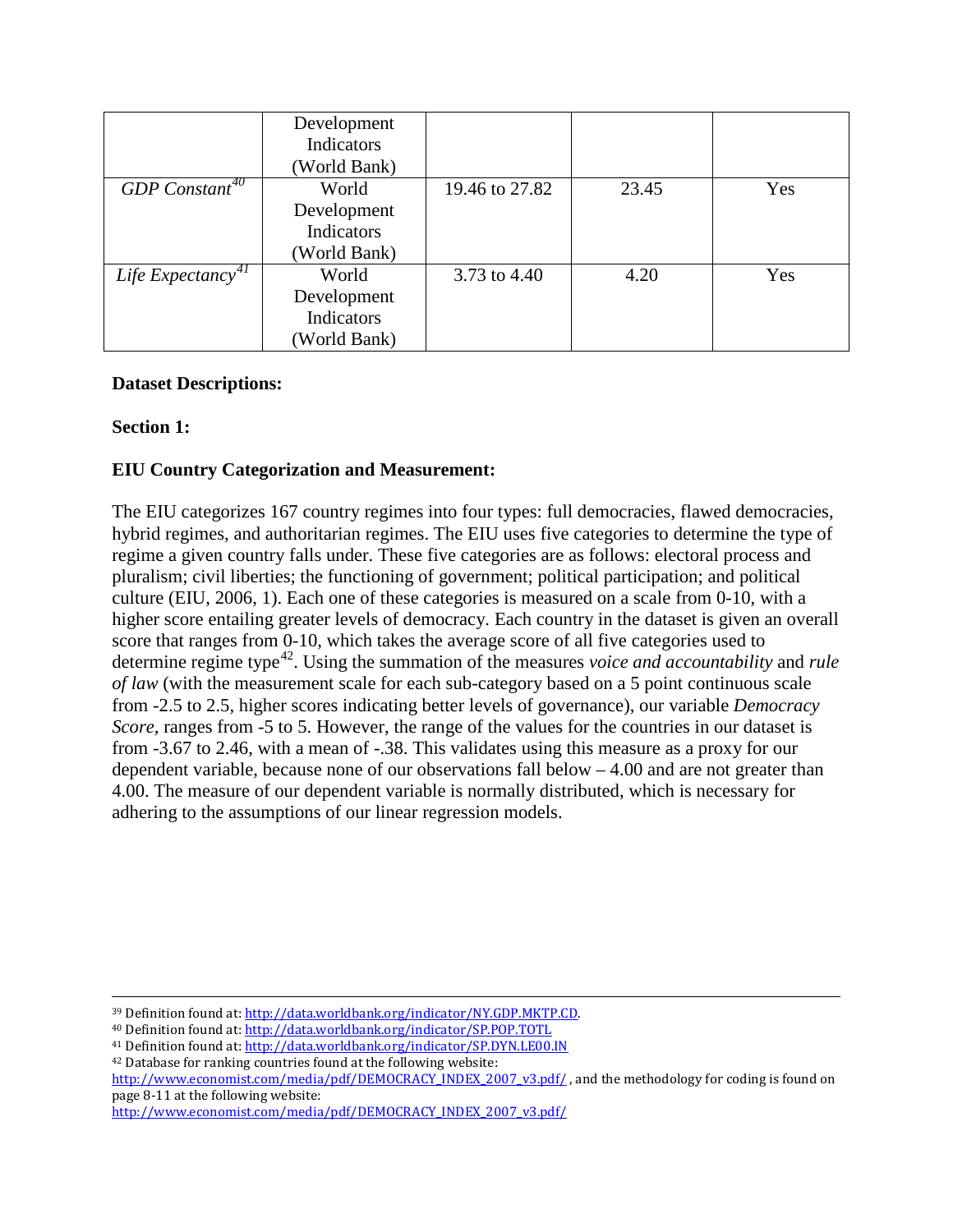| | Development Indicators (World Bank) | | | |
|---|---|---|---|---|
| *GDP Constant*[40] | World Development Indicators (World Bank) | 19.46 to 27.82 | 23.45 | Yes |
| *Life Expectancy*[41] | World Development Indicators (World Bank) | 3.73 to 4.40 | 4.20 | Yes |

**Dataset Descriptions:**

**Section 1:**

**EIU Country Categorization and Measurement:**

The EIU categorizes 167 country regimes into four types: full democracies, flawed democracies, hybrid regimes, and authoritarian regimes. The EIU uses five categories to determine the type of regime a given country falls under. These five categories are as follows: electoral process and pluralism; civil liberties; the functioning of government; political participation; and political culture (EIU, 2006, 1). Each one of these categories is measured on a scale from 0-10, with a higher score entailing greater levels of democracy. Each country in the dataset is given an overall score that ranges from 0-10, which takes the average score of all five categories used to determine regime type[42]. Using the summation of the measures *voice and accountability* and *rule of law* (with the measurement scale for each sub-category based on a 5 point continuous scale from -2.5 to 2.5, higher scores indicating better levels of governance), our variable *Democracy Score,* ranges from -5 to 5. However, the range of the values for the countries in our dataset is from -3.67 to 2.46, with a mean of -.38. This validates using this measure as a proxy for our dependent variable, because none of our observations fall below – 4.00 and are not greater than 4.00. The measure of our dependent variable is normally distributed, which is necessary for adhering to the assumptions of our linear regression models.

---

[39] Definition found at: http://data.worldbank.org/indicator/NY.GDP.MKTP.CD.

[40] Definition found at: http://data.worldbank.org/indicator/SP.POP.TOTL

[41] Definition found at: http://data.worldbank.org/indicator/SP.DYN.LE00.IN

[42] Database for ranking countries found at the following website: http://www.economist.com/media/pdf/DEMOCRACY_INDEX_2007_v3.pdf/ , and the methodology for coding is found on page 8-11 at the following website: http://www.economist.com/media/pdf/DEMOCRACY_INDEX_2007_v3.pdf/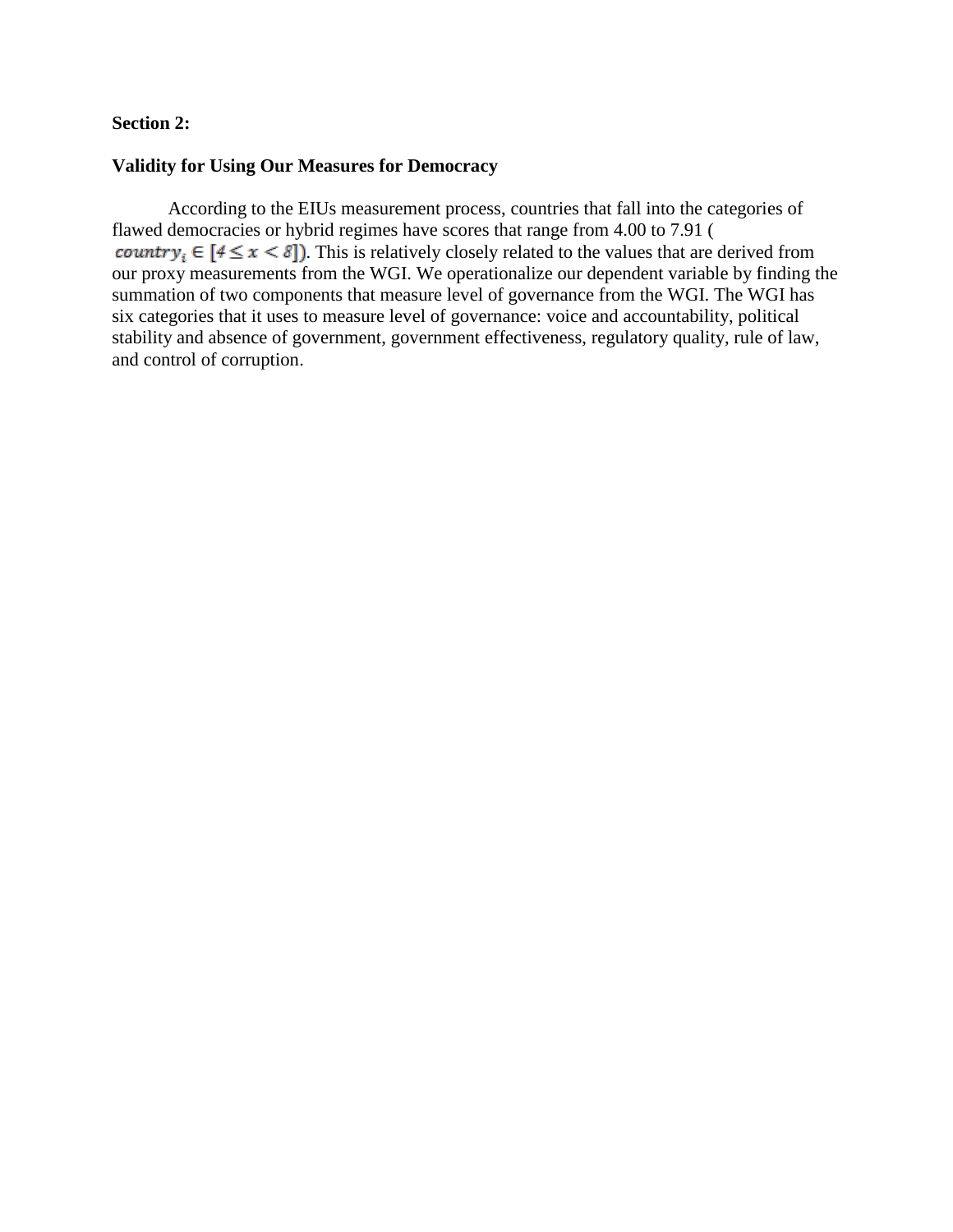**Section 2:**

**Validity for Using Our Measures for Democracy**

According to the EIUs measurement process, countries that fall into the categories of flawed democracies or hybrid regimes have scores that range from 4.00 to 7.91 ( $country_i \in [4 \leq x < 8]$). This is relatively closely related to the values that are derived from our proxy measurements from the WGI. We operationalize our dependent variable by finding the summation of two components that measure level of governance from the WGI. The WGI has six categories that it uses to measure level of governance: voice and accountability, political stability and absence of government, government effectiveness, regulatory quality, rule of law, and control of corruption.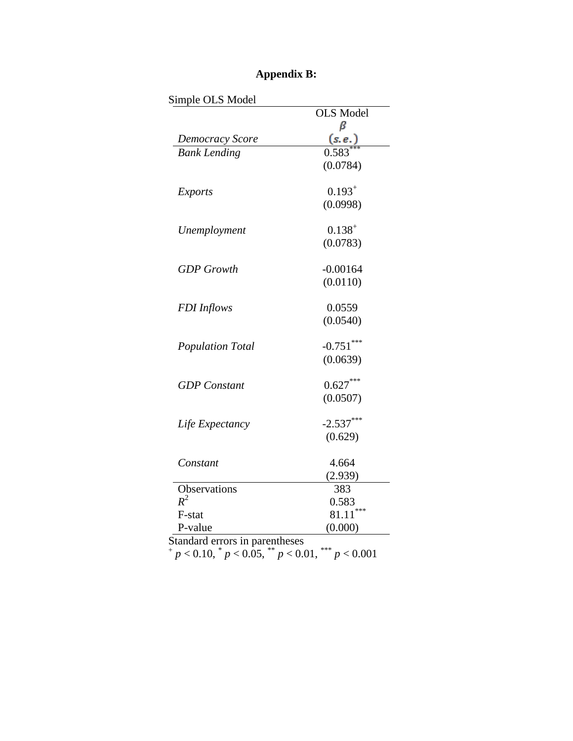# Appendix B:

Simple OLS Model

| | OLS Model |
|---|---|
| *Democracy Score* | $\beta$ $(s.e.)$ |
| *Bank Lending* | 0.583*** |
| | (0.0784) |
| *Exports* | 0.193+ |
| | (0.0998) |
| *Unemployment* | 0.138+ |
| | (0.0783) |
| *GDP Growth* | -0.00164 |
| | (0.0110) |
| *FDI Inflows* | 0.0559 |
| | (0.0540) |
| *Population Total* | -0.751*** |
| | (0.0639) |
| *GDP Constant* | 0.627*** |
| | (0.0507) |
| *Life Expectancy* | -2.537*** |
| | (0.629) |
| *Constant* | 4.664 |
| | (2.939) |
| Observations | 383 |
| $R^2$ | 0.583 |
| F-stat | 81.11*** |
| P-value | (0.000) |

Standard errors in parentheses
+ $p < 0.10$, * $p < 0.05$, ** $p < 0.01$, *** $p < 0.001$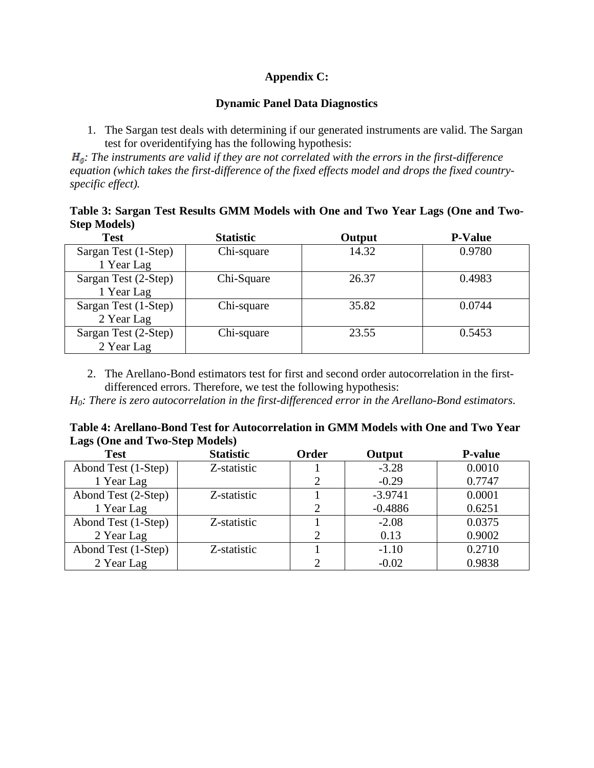**Appendix C:**

**Dynamic Panel Data Diagnostics**

1. The Sargan test deals with determining if our generated instruments are valid. The Sargan test for overidentifying has the following hypothesis:

$H_0$: *The instruments are valid if they are not correlated with the errors in the first-difference equation (which takes the first-difference of the fixed effects model and drops the fixed country-specific effect).*

**Table 3: Sargan Test Results GMM Models with One and Two Year Lags (One and Two-Step Models)**

| Test | Statistic | Output | P-Value |
|---|---|---|---|
| Sargan Test (1-Step) 1 Year Lag | Chi-square | 14.32 | 0.9780 |
| Sargan Test (2-Step) 1 Year Lag | Chi-Square | 26.37 | 0.4983 |
| Sargan Test (1-Step) 2 Year Lag | Chi-square | 35.82 | 0.0744 |
| Sargan Test (2-Step) 2 Year Lag | Chi-square | 23.55 | 0.5453 |

2. The Arellano-Bond estimators test for first and second order autocorrelation in the first-differenced errors. Therefore, we test the following hypothesis:

*$H_0$: There is zero autocorrelation in the first-differenced error in the Arellano-Bond estimators*.

**Table 4: Arellano-Bond Test for Autocorrelation in GMM Models with One and Two Year Lags (One and Two-Step Models)**

| Test | Statistic | Order | Output | P-value |
|---|---|---|---|---|
| Abond Test (1-Step) 1 Year Lag | Z-statistic | 1 | -3.28 | 0.0010 |
| | | 2 | -0.29 | 0.7747 |
| Abond Test (2-Step) 1 Year Lag | Z-statistic | 1 | -3.9741 | 0.0001 |
| | | 2 | -0.4886 | 0.6251 |
| Abond Test (1-Step) 2 Year Lag | Z-statistic | 1 | -2.08 | 0.0375 |
| | | 2 | 0.13 | 0.9002 |
| Abond Test (1-Step) 2 Year Lag | Z-statistic | 1 | -1.10 | 0.2710 |
| | | 2 | -0.02 | 0.9838 |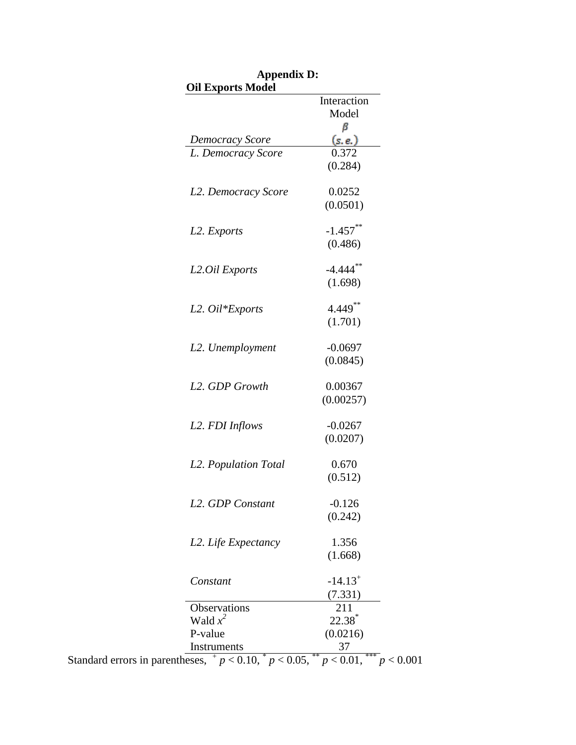**Appendix D:**

**Oil Exports Model**

| | Interaction Model $\beta$ $(s.e.)$ |
|---|---|
| *Democracy Score* | |
| *L. Democracy Score* | 0.372<br>(0.284) |
| *L2. Democracy Score* | 0.0252<br>(0.0501) |
| *L2. Exports* | $-1.457^{**}$<br>(0.486) |
| *L2.Oil Exports* | $-4.444^{**}$<br>(1.698) |
| *L2. Oil*Exports* | $4.449^{**}$<br>(1.701) |
| *L2. Unemployment* | -0.0697<br>(0.0845) |
| *L2. GDP Growth* | 0.00367<br>(0.00257) |
| *L2. FDI Inflows* | -0.0267<br>(0.0207) |
| *L2. Population Total* | 0.670<br>(0.512) |
| *L2. GDP Constant* | -0.126<br>(0.242) |
| *L2. Life Expectancy* | 1.356<br>(1.668) |
| *Constant* | $-14.13^{+}$<br>(7.331) |
| Observations | 211 |
| Wald $x^2$ | $22.38^{*}$ |
| P-value | (0.0216) |
| Instruments | 37 |

Standard errors in parentheses, $^{+}$ $p < 0.10$, $^{*}$ $p < 0.05$, $^{**}$ $p < 0.01$, $^{***}$ $p < 0.001$